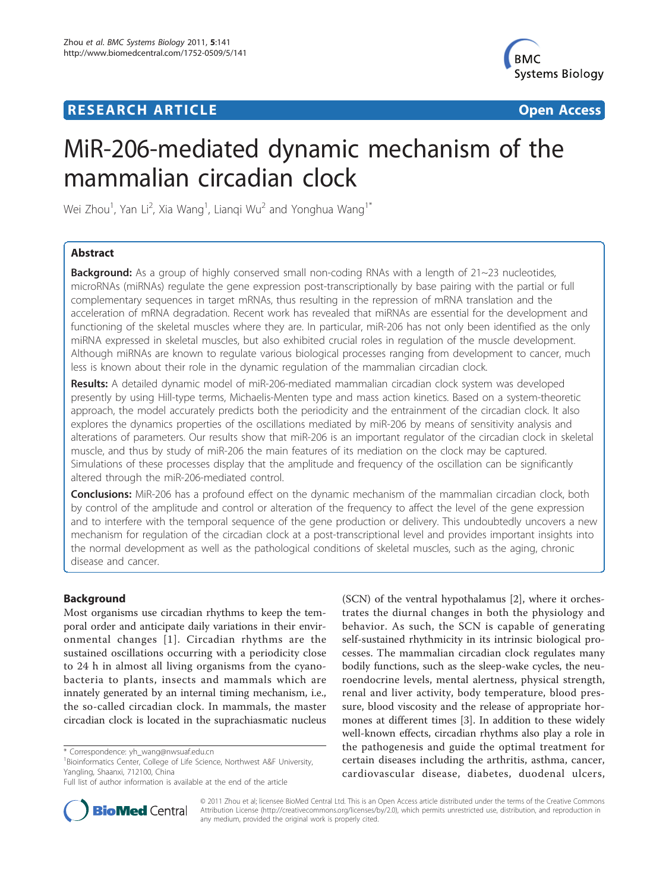**RESEARCH ARTICLE** **Open Access**

# MiR-206-mediated dynamic mechanism of the mammalian circadian clock

Wei Zhou[1], Yan Li[2], Xia Wang[1], Lianqi Wu[2] and Yonghua Wang[1*]

## Abstract

**Background:** As a group of highly conserved small non-coding RNAs with a length of 21~23 nucleotides, microRNAs (miRNAs) regulate the gene expression post-transcriptionally by base pairing with the partial or full complementary sequences in target mRNAs, thus resulting in the repression of mRNA translation and the acceleration of mRNA degradation. Recent work has revealed that miRNAs are essential for the development and functioning of the skeletal muscles where they are. In particular, miR-206 has not only been identified as the only miRNA expressed in skeletal muscles, but also exhibited crucial roles in regulation of the muscle development. Although miRNAs are known to regulate various biological processes ranging from development to cancer, much less is known about their role in the dynamic regulation of the mammalian circadian clock.

**Results:** A detailed dynamic model of miR-206-mediated mammalian circadian clock system was developed presently by using Hill-type terms, Michaelis-Menten type and mass action kinetics. Based on a system-theoretic approach, the model accurately predicts both the periodicity and the entrainment of the circadian clock. It also explores the dynamics properties of the oscillations mediated by miR-206 by means of sensitivity analysis and alterations of parameters. Our results show that miR-206 is an important regulator of the circadian clock in skeletal muscle, and thus by study of miR-206 the main features of its mediation on the clock may be captured. Simulations of these processes display that the amplitude and frequency of the oscillation can be significantly altered through the miR-206-mediated control.

**Conclusions:** MiR-206 has a profound effect on the dynamic mechanism of the mammalian circadian clock, both by control of the amplitude and control or alteration of the frequency to affect the level of the gene expression and to interfere with the temporal sequence of the gene production or delivery. This undoubtedly uncovers a new mechanism for regulation of the circadian clock at a post-transcriptional level and provides important insights into the normal development as well as the pathological conditions of skeletal muscles, such as the aging, chronic disease and cancer.

## Background

Most organisms use circadian rhythms to keep the temporal order and anticipate daily variations in their environmental changes [1]. Circadian rhythms are the sustained oscillations occurring with a periodicity close to 24 h in almost all living organisms from the cyanobacteria to plants, insects and mammals which are innately generated by an internal timing mechanism, i.e., the so-called circadian clock. In mammals, the master circadian clock is located in the suprachiasmatic nucleus (SCN) of the ventral hypothalamus [2], where it orchestrates the diurnal changes in both the physiology and behavior. As such, the SCN is capable of generating self-sustained rhythmicity in its intrinsic biological processes. The mammalian circadian clock regulates many bodily functions, such as the sleep-wake cycles, the neuroendocrine levels, mental alertness, physical strength, renal and liver activity, body temperature, blood pressure, blood viscosity and the release of appropriate hormones at different times [3]. In addition to these widely well-known effects, circadian rhythms also play a role in the pathogenesis and guide the optimal treatment for certain diseases including the arthritis, asthma, cancer, cardiovascular disease, diabetes, duodenal ulcers,

* Correspondence: yh_wang@nwsuaf.edu.cn
[1]Bioinformatics Center, College of Life Science, Northwest A&F University, Yangling, Shaanxi, 712100, China
Full list of author information is available at the end of the article

© 2011 Zhou et al; licensee BioMed Central Ltd. This is an Open Access article distributed under the terms of the Creative Commons Attribution License (http://creativecommons.org/licenses/by/2.0), which permits unrestricted use, distribution, and reproduction in any medium, provided the original work is properly cited.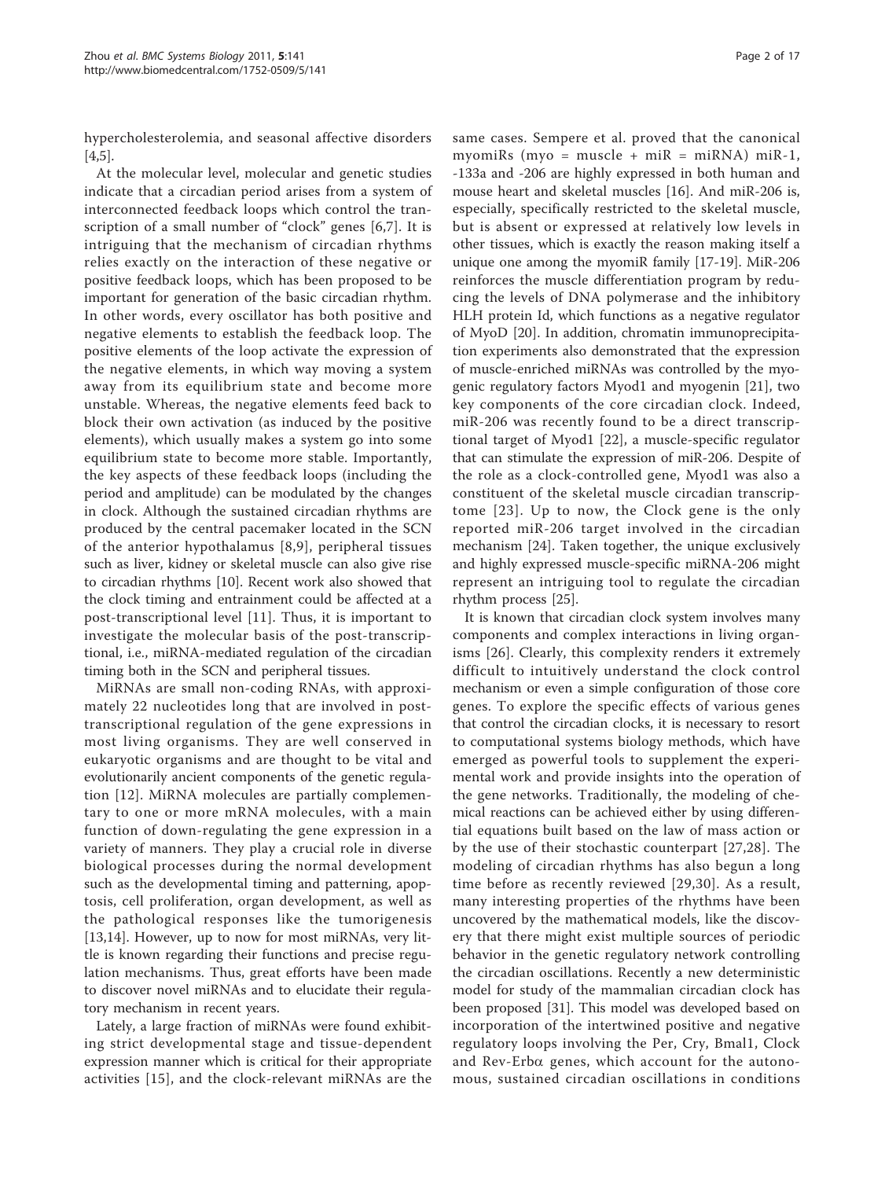hypercholesterolemia, and seasonal affective disorders [4,5].

At the molecular level, molecular and genetic studies indicate that a circadian period arises from a system of interconnected feedback loops which control the transcription of a small number of "clock" genes [6,7]. It is intriguing that the mechanism of circadian rhythms relies exactly on the interaction of these negative or positive feedback loops, which has been proposed to be important for generation of the basic circadian rhythm. In other words, every oscillator has both positive and negative elements to establish the feedback loop. The positive elements of the loop activate the expression of the negative elements, in which way moving a system away from its equilibrium state and become more unstable. Whereas, the negative elements feed back to block their own activation (as induced by the positive elements), which usually makes a system go into some equilibrium state to become more stable. Importantly, the key aspects of these feedback loops (including the period and amplitude) can be modulated by the changes in clock. Although the sustained circadian rhythms are produced by the central pacemaker located in the SCN of the anterior hypothalamus [8,9], peripheral tissues such as liver, kidney or skeletal muscle can also give rise to circadian rhythms [10]. Recent work also showed that the clock timing and entrainment could be affected at a post-transcriptional level [11]. Thus, it is important to investigate the molecular basis of the post-transcriptional, i.e., miRNA-mediated regulation of the circadian timing both in the SCN and peripheral tissues.

MiRNAs are small non-coding RNAs, with approximately 22 nucleotides long that are involved in post-transcriptional regulation of the gene expressions in most living organisms. They are well conserved in eukaryotic organisms and are thought to be vital and evolutionarily ancient components of the genetic regulation [12]. MiRNA molecules are partially complementary to one or more mRNA molecules, with a main function of down-regulating the gene expression in a variety of manners. They play a crucial role in diverse biological processes during the normal development such as the developmental timing and patterning, apoptosis, cell proliferation, organ development, as well as the pathological responses like the tumorigenesis [13,14]. However, up to now for most miRNAs, very little is known regarding their functions and precise regulation mechanisms. Thus, great efforts have been made to discover novel miRNAs and to elucidate their regulatory mechanism in recent years.

Lately, a large fraction of miRNAs were found exhibiting strict developmental stage and tissue-dependent expression manner which is critical for their appropriate activities [15], and the clock-relevant miRNAs are the same cases. Sempere et al. proved that the canonical myomiRs (myo = muscle + miR = miRNA) miR-1, -133a and -206 are highly expressed in both human and mouse heart and skeletal muscles [16]. And miR-206 is, especially, specifically restricted to the skeletal muscle, but is absent or expressed at relatively low levels in other tissues, which is exactly the reason making itself a unique one among the myomiR family [17-19]. MiR-206 reinforces the muscle differentiation program by reducing the levels of DNA polymerase and the inhibitory HLH protein Id, which functions as a negative regulator of MyoD [20]. In addition, chromatin immunoprecipitation experiments also demonstrated that the expression of muscle-enriched miRNAs was controlled by the myogenic regulatory factors Myod1 and myogenin [21], two key components of the core circadian clock. Indeed, miR-206 was recently found to be a direct transcriptional target of Myod1 [22], a muscle-specific regulator that can stimulate the expression of miR-206. Despite of the role as a clock-controlled gene, Myod1 was also a constituent of the skeletal muscle circadian transcriptome [23]. Up to now, the Clock gene is the only reported miR-206 target involved in the circadian mechanism [24]. Taken together, the unique exclusively and highly expressed muscle-specific miRNA-206 might represent an intriguing tool to regulate the circadian rhythm process [25].

It is known that circadian clock system involves many components and complex interactions in living organisms [26]. Clearly, this complexity renders it extremely difficult to intuitively understand the clock control mechanism or even a simple configuration of those core genes. To explore the specific effects of various genes that control the circadian clocks, it is necessary to resort to computational systems biology methods, which have emerged as powerful tools to supplement the experimental work and provide insights into the operation of the gene networks. Traditionally, the modeling of chemical reactions can be achieved either by using differential equations built based on the law of mass action or by the use of their stochastic counterpart [27,28]. The modeling of circadian rhythms has also begun a long time before as recently reviewed [29,30]. As a result, many interesting properties of the rhythms have been uncovered by the mathematical models, like the discovery that there might exist multiple sources of periodic behavior in the genetic regulatory network controlling the circadian oscillations. Recently a new deterministic model for study of the mammalian circadian clock has been proposed [31]. This model was developed based on incorporation of the intertwined positive and negative regulatory loops involving the Per, Cry, Bmal1, Clock and Rev-Erbα genes, which account for the autonomous, sustained circadian oscillations in conditions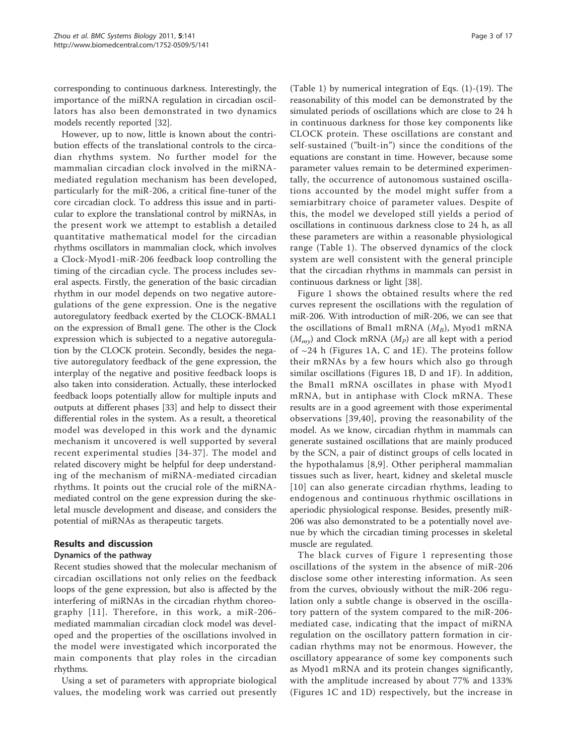corresponding to continuous darkness. Interestingly, the importance of the miRNA regulation in circadian oscillators has also been demonstrated in two dynamics models recently reported [32].

However, up to now, little is known about the contribution effects of the translational controls to the circadian rhythms system. No further model for the mammalian circadian clock involved in the miRNA-mediated regulation mechanism has been developed, particularly for the miR-206, a critical fine-tuner of the core circadian clock. To address this issue and in particular to explore the translational control by miRNAs, in the present work we attempt to establish a detailed quantitative mathematical model for the circadian rhythms oscillators in mammalian clock, which involves a Clock-Myod1-miR-206 feedback loop controlling the timing of the circadian cycle. The process includes several aspects. Firstly, the generation of the basic circadian rhythm in our model depends on two negative autoregulations of the gene expression. One is the negative autoregulatory feedback exerted by the CLOCK-BMAL1 on the expression of Bmal1 gene. The other is the Clock expression which is subjected to a negative autoregulation by the CLOCK protein. Secondly, besides the negative autoregulatory feedback of the gene expression, the interplay of the negative and positive feedback loops is also taken into consideration. Actually, these interlocked feedback loops potentially allow for multiple inputs and outputs at different phases [33] and help to dissect their differential roles in the system. As a result, a theoretical model was developed in this work and the dynamic mechanism it uncovered is well supported by several recent experimental studies [34-37]. The model and related discovery might be helpful for deep understanding of the mechanism of miRNA-mediated circadian rhythms. It points out the crucial role of the miRNA-mediated control on the gene expression during the skeletal muscle development and disease, and considers the potential of miRNAs as therapeutic targets.

## Results and discussion

### Dynamics of the pathway

Recent studies showed that the molecular mechanism of circadian oscillations not only relies on the feedback loops of the gene expression, but also is affected by the interfering of miRNAs in the circadian rhythm choreography [11]. Therefore, in this work, a miR-206-mediated mammalian circadian clock model was developed and the properties of the oscillations involved in the model were investigated which incorporated the main components that play roles in the circadian rhythms.

Using a set of parameters with appropriate biological values, the modeling work was carried out presently (Table 1) by numerical integration of Eqs. (1)-(19). The reasonability of this model can be demonstrated by the simulated periods of oscillations which are close to 24 h in continuous darkness for those key components like CLOCK protein. These oscillations are constant and self-sustained ("built-in") since the conditions of the equations are constant in time. However, because some parameter values remain to be determined experimentally, the occurrence of autonomous sustained oscillations accounted by the model might suffer from a semiarbitrary choice of parameter values. Despite of this, the model we developed still yields a period of oscillations in continuous darkness close to 24 h, as all these parameters are within a reasonable physiological range (Table 1). The observed dynamics of the clock system are well consistent with the general principle that the circadian rhythms in mammals can persist in continuous darkness or light [38].

Figure 1 shows the obtained results where the red curves represent the oscillations with the regulation of miR-206. With introduction of miR-206, we can see that the oscillations of Bmal1 mRNA ($M_B$), Myod1 mRNA ($M_{my}$) and Clock mRNA ($M_P$) are all kept with a period of ~24 h (Figures 1A, C and 1E). The proteins follow their mRNAs by a few hours which also go through similar oscillations (Figures 1B, D and 1F). In addition, the Bmal1 mRNA oscillates in phase with Myod1 mRNA, but in antiphase with Clock mRNA. These results are in a good agreement with those experimental observations [39,40], proving the reasonability of the model. As we know, circadian rhythm in mammals can generate sustained oscillations that are mainly produced by the SCN, a pair of distinct groups of cells located in the hypothalamus [8,9]. Other peripheral mammalian tissues such as liver, heart, kidney and skeletal muscle [10] can also generate circadian rhythms, leading to endogenous and continuous rhythmic oscillations in aperiodic physiological response. Besides, presently miR-206 was also demonstrated to be a potentially novel avenue by which the circadian timing processes in skeletal muscle are regulated.

The black curves of Figure 1 representing those oscillations of the system in the absence of miR-206 disclose some other interesting information. As seen from the curves, obviously without the miR-206 regulation only a subtle change is observed in the oscillatory pattern of the system compared to the miR-206-mediated case, indicating that the impact of miRNA regulation on the oscillatory pattern formation in circadian rhythms may not be enormous. However, the oscillatory appearance of some key components such as Myod1 mRNA and its protein changes significantly, with the amplitude increased by about 77% and 133% (Figures 1C and 1D) respectively, but the increase in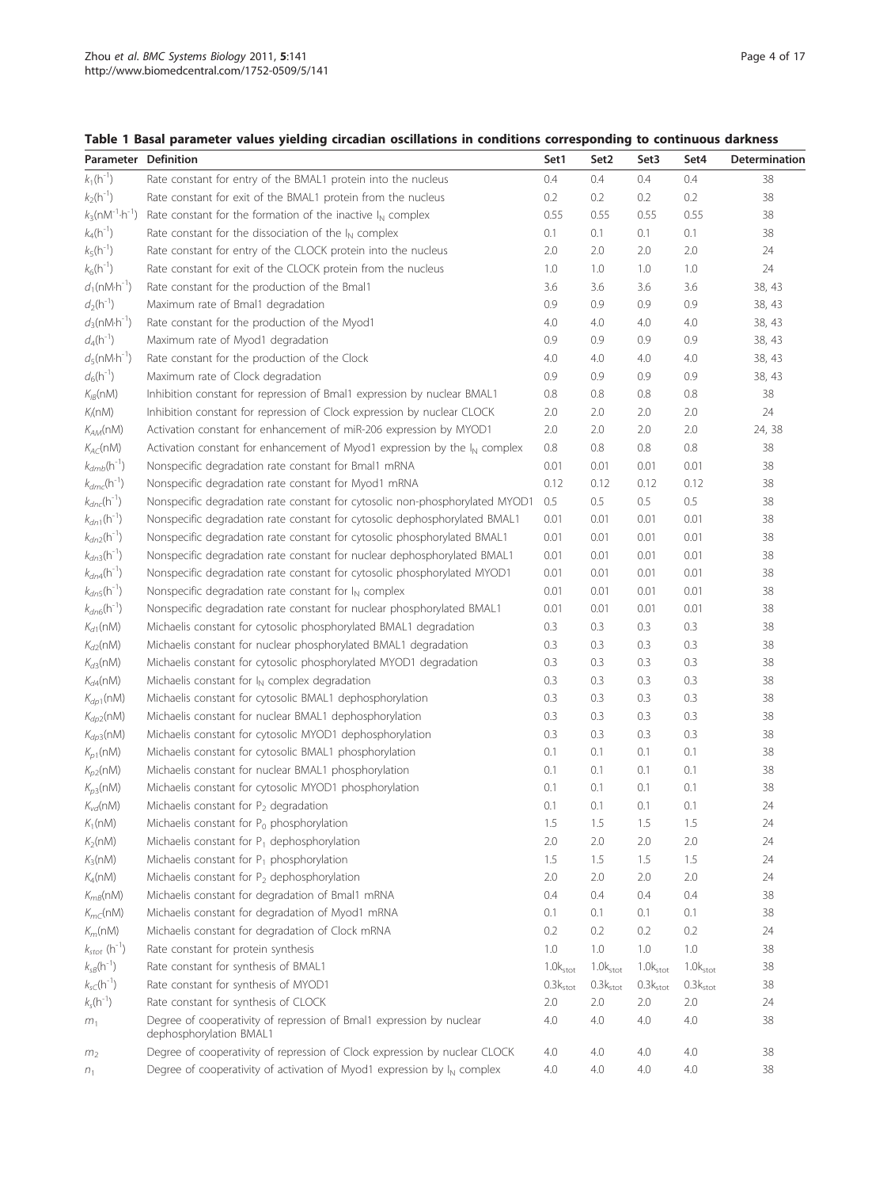**Table 1 Basal parameter values yielding circadian oscillations in conditions corresponding to continuous darkness**

| Parameter | Definition | Set1 | Set2 | Set3 | Set4 | Determination |
|---|---|---|---|---|---|---|
| $k_1(h^{-1})$ | Rate constant for entry of the BMAL1 protein into the nucleus | 0.4 | 0.4 | 0.4 | 0.4 | 38 |
| $k_2(h^{-1})$ | Rate constant for exit of the BMAL1 protein from the nucleus | 0.2 | 0.2 | 0.2 | 0.2 | 38 |
| $k_3(nM^{-1}{\cdot}h^{-1})$ | Rate constant for the formation of the inactive $I_N$ complex | 0.55 | 0.55 | 0.55 | 0.55 | 38 |
| $k_4(h^{-1})$ | Rate constant for the dissociation of the $I_N$ complex | 0.1 | 0.1 | 0.1 | 0.1 | 38 |
| $k_5(h^{-1})$ | Rate constant for entry of the CLOCK protein into the nucleus | 2.0 | 2.0 | 2.0 | 2.0 | 24 |
| $k_6(h^{-1})$ | Rate constant for exit of the CLOCK protein from the nucleus | 1.0 | 1.0 | 1.0 | 1.0 | 24 |
| $d_1(nM{\cdot}h^{-1})$ | Rate constant for the production of the Bmal1 | 3.6 | 3.6 | 3.6 | 3.6 | 38, 43 |
| $d_2(h^{-1})$ | Maximum rate of Bmal1 degradation | 0.9 | 0.9 | 0.9 | 0.9 | 38, 43 |
| $d_3(nM{\cdot}h^{-1})$ | Rate constant for the production of the Myod1 | 4.0 | 4.0 | 4.0 | 4.0 | 38, 43 |
| $d_4(h^{-1})$ | Maximum rate of Myod1 degradation | 0.9 | 0.9 | 0.9 | 0.9 | 38, 43 |
| $d_5(nM{\cdot}h^{-1})$ | Rate constant for the production of the Clock | 4.0 | 4.0 | 4.0 | 4.0 | 38, 43 |
| $d_6(h^{-1})$ | Maximum rate of Clock degradation | 0.9 | 0.9 | 0.9 | 0.9 | 38, 43 |
| $K_{IB}(nM)$ | Inhibition constant for repression of Bmal1 expression by nuclear BMAL1 | 0.8 | 0.8 | 0.8 | 0.8 | 38 |
| $K_I(nM)$ | Inhibition constant for repression of Clock expression by nuclear CLOCK | 2.0 | 2.0 | 2.0 | 2.0 | 24 |
| $K_{AM}(nM)$ | Activation constant for enhancement of miR-206 expression by MYOD1 | 2.0 | 2.0 | 2.0 | 2.0 | 24, 38 |
| $K_{AC}(nM)$ | Activation constant for enhancement of Myod1 expression by the $I_N$ complex | 0.8 | 0.8 | 0.8 | 0.8 | 38 |
| $k_{dmb}(h^{-1})$ | Nonspecific degradation rate constant for Bmal1 mRNA | 0.01 | 0.01 | 0.01 | 0.01 | 38 |
| $k_{dmc}(h^{-1})$ | Nonspecific degradation rate constant for Myod1 mRNA | 0.12 | 0.12 | 0.12 | 0.12 | 38 |
| $k_{dnc}(h^{-1})$ | Nonspecific degradation rate constant for cytosolic non-phosphorylated MYOD1 | 0.5 | 0.5 | 0.5 | 0.5 | 38 |
| $k_{dn1}(h^{-1})$ | Nonspecific degradation rate constant for cytosolic dephosphorylated BMAL1 | 0.01 | 0.01 | 0.01 | 0.01 | 38 |
| $k_{dn2}(h^{-1})$ | Nonspecific degradation rate constant for cytosolic phosphorylated BMAL1 | 0.01 | 0.01 | 0.01 | 0.01 | 38 |
| $k_{dn3}(h^{-1})$ | Nonspecific degradation rate constant for nuclear dephosphorylated BMAL1 | 0.01 | 0.01 | 0.01 | 0.01 | 38 |
| $k_{dn4}(h^{-1})$ | Nonspecific degradation rate constant for cytosolic phosphorylated MYOD1 | 0.01 | 0.01 | 0.01 | 0.01 | 38 |
| $k_{dn5}(h^{-1})$ | Nonspecific degradation rate constant for $I_N$ complex | 0.01 | 0.01 | 0.01 | 0.01 | 38 |
| $k_{dn6}(h^{-1})$ | Nonspecific degradation rate constant for nuclear phosphorylated BMAL1 | 0.01 | 0.01 | 0.01 | 0.01 | 38 |
| $K_{d1}(nM)$ | Michaelis constant for cytosolic phosphorylated BMAL1 degradation | 0.3 | 0.3 | 0.3 | 0.3 | 38 |
| $K_{d2}(nM)$ | Michaelis constant for nuclear phosphorylated BMAL1 degradation | 0.3 | 0.3 | 0.3 | 0.3 | 38 |
| $K_{d3}(nM)$ | Michaelis constant for cytosolic phosphorylated MYOD1 degradation | 0.3 | 0.3 | 0.3 | 0.3 | 38 |
| $K_{d4}(nM)$ | Michaelis constant for $I_N$ complex degradation | 0.3 | 0.3 | 0.3 | 0.3 | 38 |
| $K_{dp1}(nM)$ | Michaelis constant for cytosolic BMAL1 dephosphorylation | 0.3 | 0.3 | 0.3 | 0.3 | 38 |
| $K_{dp2}(nM)$ | Michaelis constant for nuclear BMAL1 dephosphorylation | 0.3 | 0.3 | 0.3 | 0.3 | 38 |
| $K_{dp3}(nM)$ | Michaelis constant for cytosolic MYOD1 dephosphorylation | 0.3 | 0.3 | 0.3 | 0.3 | 38 |
| $K_{p1}(nM)$ | Michaelis constant for cytosolic BMAL1 phosphorylation | 0.1 | 0.1 | 0.1 | 0.1 | 38 |
| $K_{p2}(nM)$ | Michaelis constant for nuclear BMAL1 phosphorylation | 0.1 | 0.1 | 0.1 | 0.1 | 38 |
| $K_{p3}(nM)$ | Michaelis constant for cytosolic MYOD1 phosphorylation | 0.1 | 0.1 | 0.1 | 0.1 | 38 |
| $K_{vd}(nM)$ | Michaelis constant for $P_2$ degradation | 0.1 | 0.1 | 0.1 | 0.1 | 24 |
| $K_1(nM)$ | Michaelis constant for $P_0$ phosphorylation | 1.5 | 1.5 | 1.5 | 1.5 | 24 |
| $K_2(nM)$ | Michaelis constant for $P_1$ dephosphorylation | 2.0 | 2.0 | 2.0 | 2.0 | 24 |
| $K_3(nM)$ | Michaelis constant for $P_1$ phosphorylation | 1.5 | 1.5 | 1.5 | 1.5 | 24 |
| $K_4(nM)$ | Michaelis constant for $P_2$ dephosphorylation | 2.0 | 2.0 | 2.0 | 2.0 | 24 |
| $K_{mB}(nM)$ | Michaelis constant for degradation of Bmal1 mRNA | 0.4 | 0.4 | 0.4 | 0.4 | 38 |
| $K_{mC}(nM)$ | Michaelis constant for degradation of Myod1 mRNA | 0.1 | 0.1 | 0.1 | 0.1 | 38 |
| $K_m(nM)$ | Michaelis constant for degradation of Clock mRNA | 0.2 | 0.2 | 0.2 | 0.2 | 24 |
| $k_{stot}$ $(h^{-1})$ | Rate constant for protein synthesis | 1.0 | 1.0 | 1.0 | 1.0 | 38 |
| $k_{sB}(h^{-1})$ | Rate constant for synthesis of BMAL1 | $1.0k_{stot}$ | $1.0k_{stot}$ | $1.0k_{stot}$ | $1.0k_{stot}$ | 38 |
| $k_{sC}(h^{-1})$ | Rate constant for synthesis of MYOD1 | $0.3k_{stot}$ | $0.3k_{stot}$ | $0.3k_{stot}$ | $0.3k_{stot}$ | 38 |
| $k_s(h^{-1})$ | Rate constant for synthesis of CLOCK | 2.0 | 2.0 | 2.0 | 2.0 | 24 |
| $m_1$ | Degree of cooperativity of repression of Bmal1 expression by nuclear dephosphorylation BMAL1 | 4.0 | 4.0 | 4.0 | 4.0 | 38 |
| $m_2$ | Degree of cooperativity of repression of Clock expression by nuclear CLOCK | 4.0 | 4.0 | 4.0 | 4.0 | 38 |
| $n_1$ | Degree of cooperativity of activation of Myod1 expression by $I_N$ complex | 4.0 | 4.0 | 4.0 | 4.0 | 38 |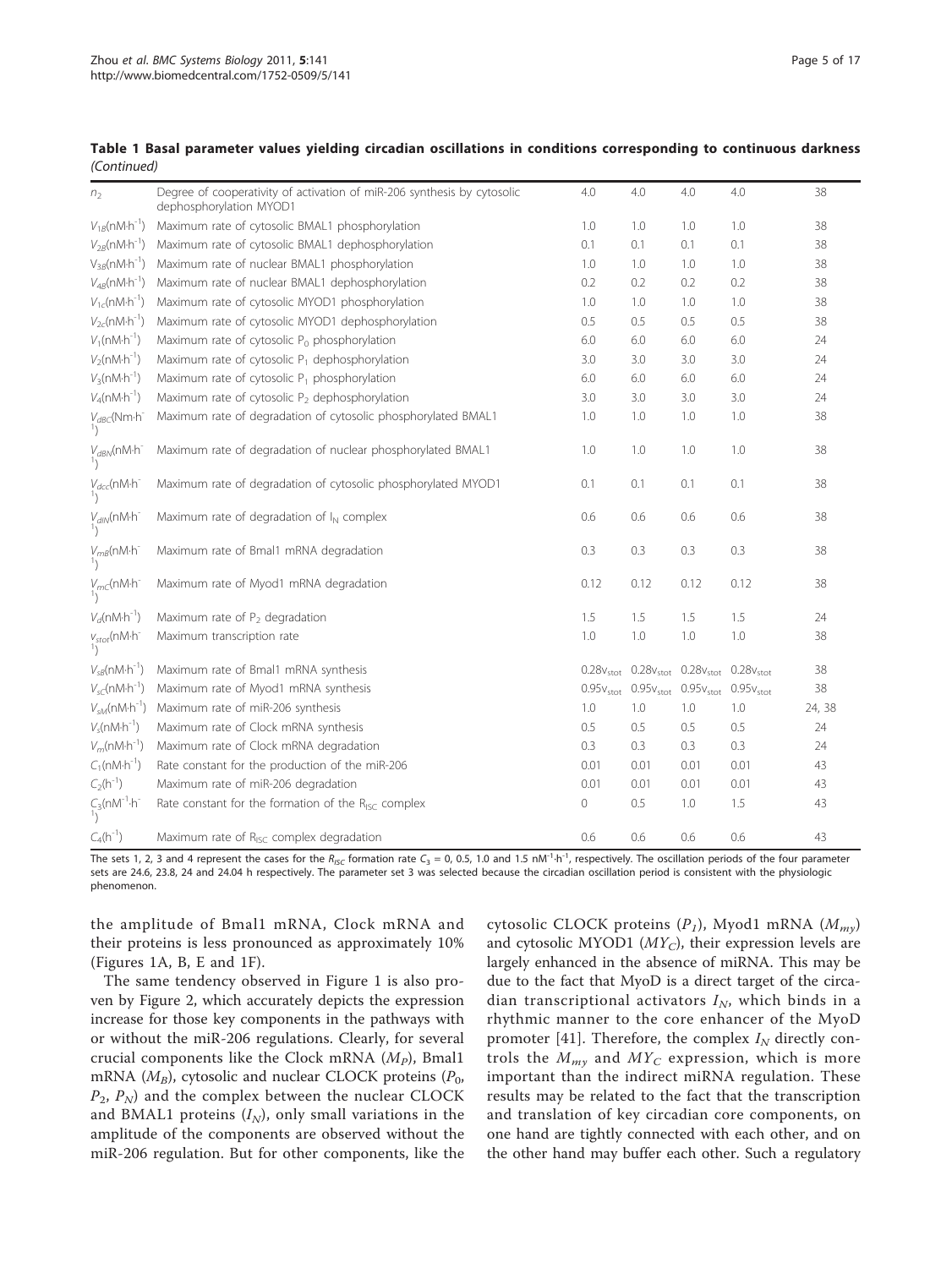**Table 1 Basal parameter values yielding circadian oscillations in conditions corresponding to continuous darkness** *(Continued)*

| | | | | | | |
|---|---|---|---|---|---|---|
| $n_2$ | Degree of cooperativity of activation of miR-206 synthesis by cytosolic dephosphorylation MYOD1 | 4.0 | 4.0 | 4.0 | 4.0 | 38 |
| $V_{1B}$(nM·h$^{-1}$) | Maximum rate of cytosolic BMAL1 phosphorylation | 1.0 | 1.0 | 1.0 | 1.0 | 38 |
| $V_{2B}$(nM·h$^{-1}$) | Maximum rate of cytosolic BMAL1 dephosphorylation | 0.1 | 0.1 | 0.1 | 0.1 | 38 |
| $V_{3B}$(nM·h$^{-1}$) | Maximum rate of nuclear BMAL1 phosphorylation | 1.0 | 1.0 | 1.0 | 1.0 | 38 |
| $V_{4B}$(nM·h$^{-1}$) | Maximum rate of nuclear BMAL1 dephosphorylation | 0.2 | 0.2 | 0.2 | 0.2 | 38 |
| $V_{1c}$(nM·h$^{-1}$) | Maximum rate of cytosolic MYOD1 phosphorylation | 1.0 | 1.0 | 1.0 | 1.0 | 38 |
| $V_{2c}$(nM·h$^{-1}$) | Maximum rate of cytosolic MYOD1 dephosphorylation | 0.5 | 0.5 | 0.5 | 0.5 | 38 |
| $V_1$(nM·h$^{-1}$) | Maximum rate of cytosolic $P_0$ phosphorylation | 6.0 | 6.0 | 6.0 | 6.0 | 24 |
| $V_2$(nM·h$^{-1}$) | Maximum rate of cytosolic $P_1$ dephosphorylation | 3.0 | 3.0 | 3.0 | 3.0 | 24 |
| $V_3$(nM·h$^{-1}$) | Maximum rate of cytosolic $P_1$ phosphorylation | 6.0 | 6.0 | 6.0 | 6.0 | 24 |
| $V_4$(nM·h$^{-1}$) | Maximum rate of cytosolic $P_2$ dephosphorylation | 3.0 | 3.0 | 3.0 | 3.0 | 24 |
| $V_{dBC}$(Nm·h$^{-1}$) | Maximum rate of degradation of cytosolic phosphorylated BMAL1 | 1.0 | 1.0 | 1.0 | 1.0 | 38 |
| $V_{dBN}$(nM·h$^{-1}$) | Maximum rate of degradation of nuclear phosphorylated BMAL1 | 1.0 | 1.0 | 1.0 | 1.0 | 38 |
| $V_{dcc}$(nM·h$^{-1}$) | Maximum rate of degradation of cytosolic phosphorylated MYOD1 | 0.1 | 0.1 | 0.1 | 0.1 | 38 |
| $V_{dIN}$(nM·h$^{-1}$) | Maximum rate of degradation of $I_N$ complex | 0.6 | 0.6 | 0.6 | 0.6 | 38 |
| $V_{mB}$(nM·h$^{-1}$) | Maximum rate of Bmal1 mRNA degradation | 0.3 | 0.3 | 0.3 | 0.3 | 38 |
| $V_{mC}$(nM·h$^{-1}$) | Maximum rate of Myod1 mRNA degradation | 0.12 | 0.12 | 0.12 | 0.12 | 38 |
| $V_d$(nM·h$^{-1}$) | Maximum rate of $P_2$ degradation | 1.5 | 1.5 | 1.5 | 1.5 | 24 |
| $v_{stot}$(nM·h$^{-1}$) | Maximum transcription rate | 1.0 | 1.0 | 1.0 | 1.0 | 38 |
| $V_{sB}$(nM·h$^{-1}$) | Maximum rate of Bmal1 mRNA synthesis | $0.28v_{stot}$ | $0.28v_{stot}$ | $0.28v_{stot}$ | $0.28v_{stot}$ | 38 |
| $V_{sC}$(nM·h$^{-1}$) | Maximum rate of Myod1 mRNA synthesis | $0.95v_{stot}$ | $0.95v_{stot}$ | $0.95v_{stot}$ | $0.95v_{stot}$ | 38 |
| $V_{sM}$(nM·h$^{-1}$) | Maximum rate of miR-206 synthesis | 1.0 | 1.0 | 1.0 | 1.0 | 24, 38 |
| $V_s$(nM·h$^{-1}$) | Maximum rate of Clock mRNA synthesis | 0.5 | 0.5 | 0.5 | 0.5 | 24 |
| $V_m$(nM·h$^{-1}$) | Maximum rate of Clock mRNA degradation | 0.3 | 0.3 | 0.3 | 0.3 | 24 |
| $C_1$(nM·h$^{-1}$) | Rate constant for the production of the miR-206 | 0.01 | 0.01 | 0.01 | 0.01 | 43 |
| $C_2$(h$^{-1}$) | Maximum rate of miR-206 degradation | 0.01 | 0.01 | 0.01 | 0.01 | 43 |
| $C_3$(nM$^{-1}$·h$^{-1}$) | Rate constant for the formation of the $R_{ISC}$ complex | 0 | 0.5 | 1.0 | 1.5 | 43 |
| $C_4$(h$^{-1}$) | Maximum rate of $R_{ISC}$ complex degradation | 0.6 | 0.6 | 0.6 | 0.6 | 43 |

The sets 1, 2, 3 and 4 represent the cases for the $R_{ISC}$ formation rate $C_3$ = 0, 0.5, 1.0 and 1.5 nM$^{-1}$·h$^{-1}$, respectively. The oscillation periods of the four parameter sets are 24.6, 23.8, 24 and 24.04 h respectively. The parameter set 3 was selected because the circadian oscillation period is consistent with the physiologic phenomenon.

the amplitude of Bmal1 mRNA, Clock mRNA and their proteins is less pronounced as approximately 10% (Figures 1A, B, E and 1F).

The same tendency observed in Figure 1 is also proven by Figure 2, which accurately depicts the expression increase for those key components in the pathways with or without the miR-206 regulations. Clearly, for several crucial components like the Clock mRNA ($M_P$), Bmal1 mRNA ($M_B$), cytosolic and nuclear CLOCK proteins ($P_0$, $P_2$, $P_N$) and the complex between the nuclear CLOCK and BMAL1 proteins ($I_N$), only small variations in the amplitude of the components are observed without the miR-206 regulation. But for other components, like the cytosolic CLOCK proteins ($P_1$), Myod1 mRNA ($M_{my}$) and cytosolic MYOD1 ($MY_C$), their expression levels are largely enhanced in the absence of miRNA. This may be due to the fact that MyoD is a direct target of the circadian transcriptional activators $I_N$, which binds in a rhythmic manner to the core enhancer of the MyoD promoter [41]. Therefore, the complex $I_N$ directly controls the $M_{my}$ and $MY_C$ expression, which is more important than the indirect miRNA regulation. These results may be related to the fact that the transcription and translation of key circadian core components, on one hand are tightly connected with each other, and on the other hand may buffer each other. Such a regulatory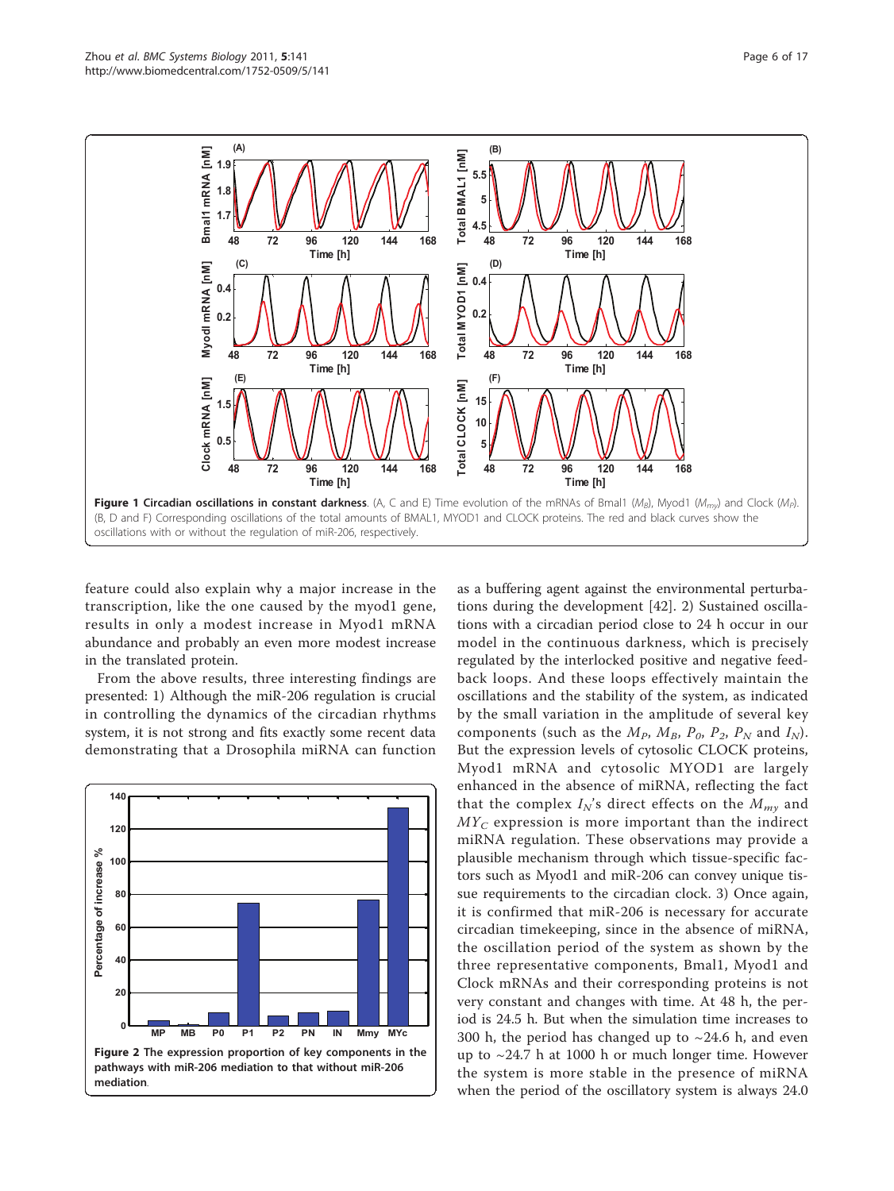**Figure 1 Circadian oscillations in constant darkness**. (A, C and E) Time evolution of the mRNAs of Bmal1 ($M_B$), Myod1 ($M_{my}$) and Clock ($M_P$). (B, D and F) Corresponding oscillations of the total amounts of BMAL1, MYOD1 and CLOCK proteins. The red and black curves show the oscillations with or without the regulation of miR-206, respectively.

feature could also explain why a major increase in the transcription, like the one caused by the myod1 gene, results in only a modest increase in Myod1 mRNA abundance and probably an even more modest increase in the translated protein.

From the above results, three interesting findings are presented: 1) Although the miR-206 regulation is crucial in controlling the dynamics of the circadian rhythms system, it is not strong and fits exactly some recent data demonstrating that a Drosophila miRNA can function as a buffering agent against the environmental perturbations during the development [42]. 2) Sustained oscillations with a circadian period close to 24 h occur in our model in the continuous darkness, which is precisely regulated by the interlocked positive and negative feedback loops. And these loops effectively maintain the oscillations and the stability of the system, as indicated by the small variation in the amplitude of several key components (such as the $M_P$, $M_B$, $P_0$, $P_2$, $P_N$ and $I_N$). But the expression levels of cytosolic CLOCK proteins, Myod1 mRNA and cytosolic MYOD1 are largely enhanced in the absence of miRNA, reflecting the fact that the complex $I_N$'s direct effects on the $M_{my}$ and $MY_C$ expression is more important than the indirect miRNA regulation. These observations may provide a plausible mechanism through which tissue-specific factors such as Myod1 and miR-206 can convey unique tissue requirements to the circadian clock. 3) Once again, it is confirmed that miR-206 is necessary for accurate circadian timekeeping, since in the absence of miRNA, the oscillation period of the system as shown by the three representative components, Bmal1, Myod1 and Clock mRNAs and their corresponding proteins is not very constant and changes with time. At 48 h, the period is 24.5 h. But when the simulation time increases to 300 h, the period has changed up to ~24.6 h, and even up to ~24.7 h at 1000 h or much longer time. However the system is more stable in the presence of miRNA when the period of the oscillatory system is always 24.0

**Figure 2 The expression proportion of key components in the pathways with miR-206 mediation to that without miR-206 mediation**.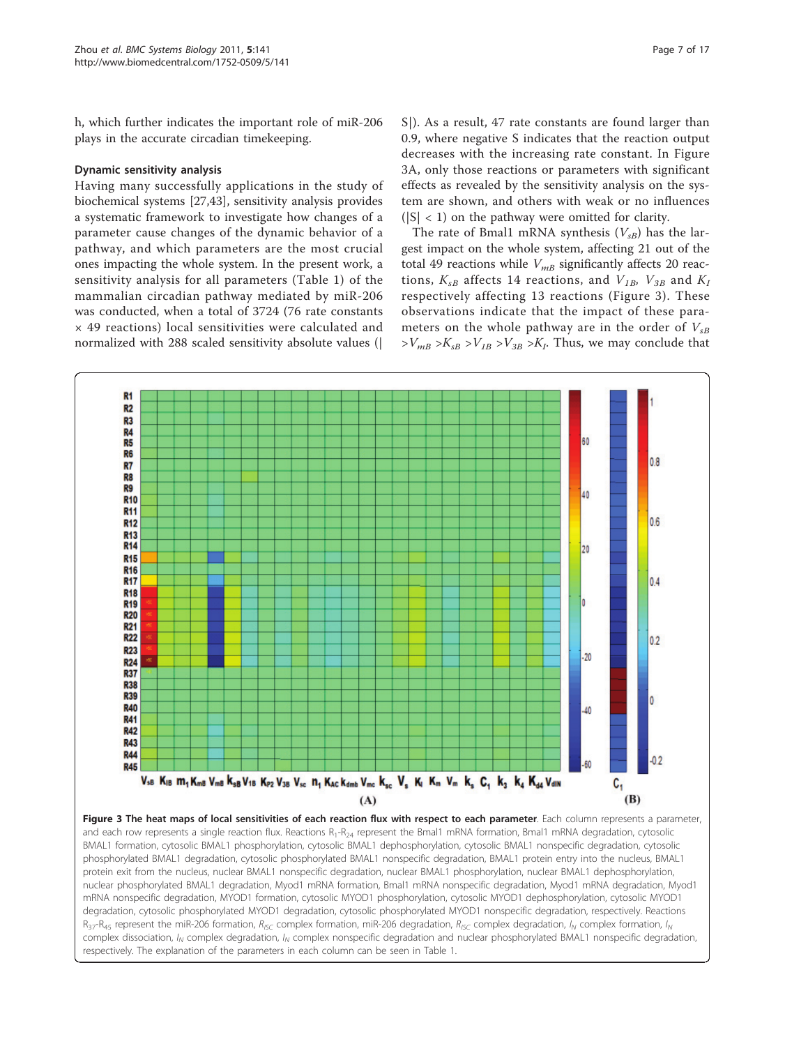h, which further indicates the important role of miR-206 plays in the accurate circadian timekeeping.

### Dynamic sensitivity analysis

Having many successfully applications in the study of biochemical systems [27,43], sensitivity analysis provides a systematic framework to investigate how changes of a parameter cause changes of the dynamic behavior of a pathway, and which parameters are the most crucial ones impacting the whole system. In the present work, a sensitivity analysis for all parameters (Table 1) of the mammalian circadian pathway mediated by miR-206 was conducted, when a total of 3724 (76 rate constants × 49 reactions) local sensitivities were calculated and normalized with 288 scaled sensitivity absolute values (|S|). As a result, 47 rate constants are found larger than 0.9, where negative S indicates that the reaction output decreases with the increasing rate constant. In Figure 3A, only those reactions or parameters with significant effects as revealed by the sensitivity analysis on the system are shown, and others with weak or no influences ($|S| < 1$) on the pathway were omitted for clarity.

The rate of Bmal1 mRNA synthesis ($V_{sB}$) has the largest impact on the whole system, affecting 21 out of the total 49 reactions while $V_{mB}$ significantly affects 20 reactions, $K_{sB}$ affects 14 reactions, and $V_{1B}$, $V_{3B}$ and $K_I$ respectively affecting 13 reactions (Figure 3). These observations indicate that the impact of these parameters on the whole pathway are in the order of $V_{sB} > V_{mB} > K_{sB} > V_{1B} > V_{3B} > K_I$. Thus, we may conclude that

**Figure 3 The heat maps of local sensitivities of each reaction flux with respect to each parameter**. Each column represents a parameter, and each row represents a single reaction flux. Reactions $R_1$-$R_{24}$ represent the Bmal1 mRNA formation, Bmal1 mRNA degradation, cytosolic BMAL1 formation, cytosolic BMAL1 phosphorylation, cytosolic BMAL1 dephosphorylation, cytosolic BMAL1 nonspecific degradation, cytosolic phosphorylated BMAL1 degradation, cytosolic phosphorylated BMAL1 nonspecific degradation, BMAL1 protein entry into the nucleus, BMAL1 protein exit from the nucleus, nuclear BMAL1 nonspecific degradation, nuclear BMAL1 phosphorylation, nuclear BMAL1 dephosphorylation, nuclear phosphorylated BMAL1 degradation, Myod1 mRNA formation, Bmal1 mRNA nonspecific degradation, Myod1 mRNA degradation, Myod1 mRNA nonspecific degradation, MYOD1 formation, cytosolic MYOD1 phosphorylation, cytosolic MYOD1 dephosphorylation, cytosolic MYOD1 degradation, cytosolic phosphorylated MYOD1 degradation, cytosolic phosphorylated MYOD1 nonspecific degradation, respectively. Reactions $R_{37}$-$R_{45}$ represent the miR-206 formation, $R_{ISC}$ complex formation, miR-206 degradation, $R_{ISC}$ complex degradation, $I_N$ complex formation, $I_N$ complex dissociation, $I_N$ complex degradation, $I_N$ complex nonspecific degradation and nuclear phosphorylated BMAL1 nonspecific degradation, respectively. The explanation of the parameters in each column can be seen in Table 1.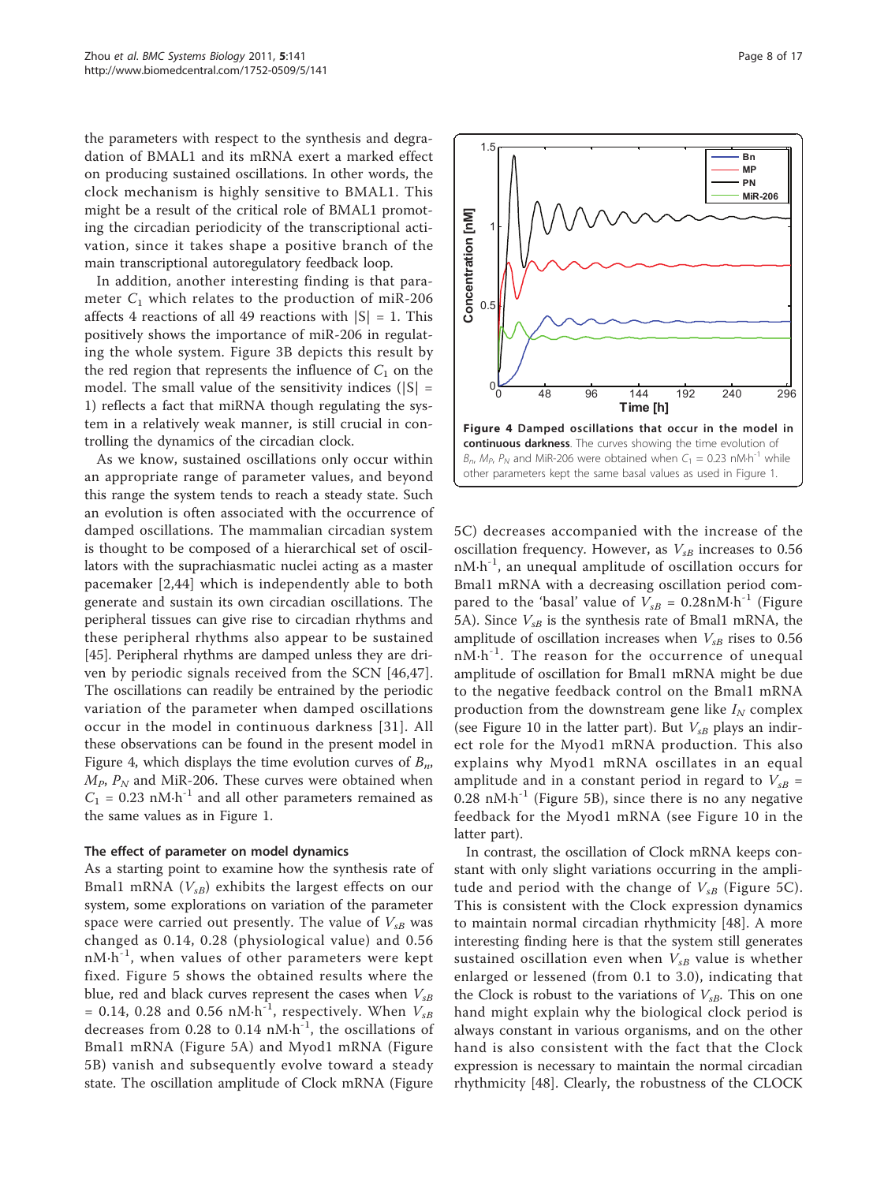the parameters with respect to the synthesis and degradation of BMAL1 and its mRNA exert a marked effect on producing sustained oscillations. In other words, the clock mechanism is highly sensitive to BMAL1. This might be a result of the critical role of BMAL1 promoting the circadian periodicity of the transcriptional activation, since it takes shape a positive branch of the main transcriptional autoregulatory feedback loop.

In addition, another interesting finding is that parameter $C_1$ which relates to the production of miR-206 affects 4 reactions of all 49 reactions with $|S| = 1$. This positively shows the importance of miR-206 in regulating the whole system. Figure 3B depicts this result by the red region that represents the influence of $C_1$ on the model. The small value of the sensitivity indices ($|S| = 1$) reflects a fact that miRNA though regulating the system in a relatively weak manner, is still crucial in controlling the dynamics of the circadian clock.

As we know, sustained oscillations only occur within an appropriate range of parameter values, and beyond this range the system tends to reach a steady state. Such an evolution is often associated with the occurrence of damped oscillations. The mammalian circadian system is thought to be composed of a hierarchical set of oscillators with the suprachiasmatic nuclei acting as a master pacemaker [2,44] which is independently able to both generate and sustain its own circadian oscillations. The peripheral tissues can give rise to circadian rhythms and these peripheral rhythms also appear to be sustained [45]. Peripheral rhythms are damped unless they are driven by periodic signals received from the SCN [46,47]. The oscillations can readily be entrained by the periodic variation of the parameter when damped oscillations occur in the model in continuous darkness [31]. All these observations can be found in the present model in Figure 4, which displays the time evolution curves of $B_n$, $M_P$, $P_N$ and MiR-206. These curves were obtained when $C_1 = 0.23$ nM·h$^{-1}$ and all other parameters remained as the same values as in Figure 1.

**Figure 4 Damped oscillations that occur in the model in continuous darkness**. The curves showing the time evolution of $B_n$, $M_P$, $P_N$ and MiR-206 were obtained when $C_1 = 0.23$ nM·h$^{-1}$ while other parameters kept the same basal values as used in Figure 1.

### The effect of parameter on model dynamics

As a starting point to examine how the synthesis rate of Bmal1 mRNA ($V_{sB}$) exhibits the largest effects on our system, some explorations on variation of the parameter space were carried out presently. The value of $V_{sB}$ was changed as 0.14, 0.28 (physiological value) and 0.56 nM·h$^{-1}$, when values of other parameters were kept fixed. Figure 5 shows the obtained results where the blue, red and black curves represent the cases when $V_{sB}$ = 0.14, 0.28 and 0.56 nM·h$^{-1}$, respectively. When $V_{sB}$ decreases from 0.28 to 0.14 nM·h$^{-1}$, the oscillations of Bmal1 mRNA (Figure 5A) and Myod1 mRNA (Figure 5B) vanish and subsequently evolve toward a steady state. The oscillation amplitude of Clock mRNA (Figure 5C) decreases accompanied with the increase of the oscillation frequency. However, as $V_{sB}$ increases to 0.56 nM·h$^{-1}$, an unequal amplitude of oscillation occurs for Bmal1 mRNA with a decreasing oscillation period compared to the 'basal' value of $V_{sB}$ = 0.28nM·h$^{-1}$ (Figure 5A). Since $V_{sB}$ is the synthesis rate of Bmal1 mRNA, the amplitude of oscillation increases when $V_{sB}$ rises to 0.56 nM·h$^{-1}$. The reason for the occurrence of unequal amplitude of oscillation for Bmal1 mRNA might be due to the negative feedback control on the Bmal1 mRNA production from the downstream gene like $I_N$ complex (see Figure 10 in the latter part). But $V_{sB}$ plays an indirect role for the Myod1 mRNA production. This also explains why Myod1 mRNA oscillates in an equal amplitude and in a constant period in regard to $V_{sB}$ = 0.28 nM·h$^{-1}$ (Figure 5B), since there is no any negative feedback for the Myod1 mRNA (see Figure 10 in the latter part).

In contrast, the oscillation of Clock mRNA keeps constant with only slight variations occurring in the amplitude and period with the change of $V_{sB}$ (Figure 5C). This is consistent with the Clock expression dynamics to maintain normal circadian rhythmicity [48]. A more interesting finding here is that the system still generates sustained oscillation even when $V_{sB}$ value is whether enlarged or lessened (from 0.1 to 3.0), indicating that the Clock is robust to the variations of $V_{sB}$. This on one hand might explain why the biological clock period is always constant in various organisms, and on the other hand is also consistent with the fact that the Clock expression is necessary to maintain the normal circadian rhythmicity [48]. Clearly, the robustness of the CLOCK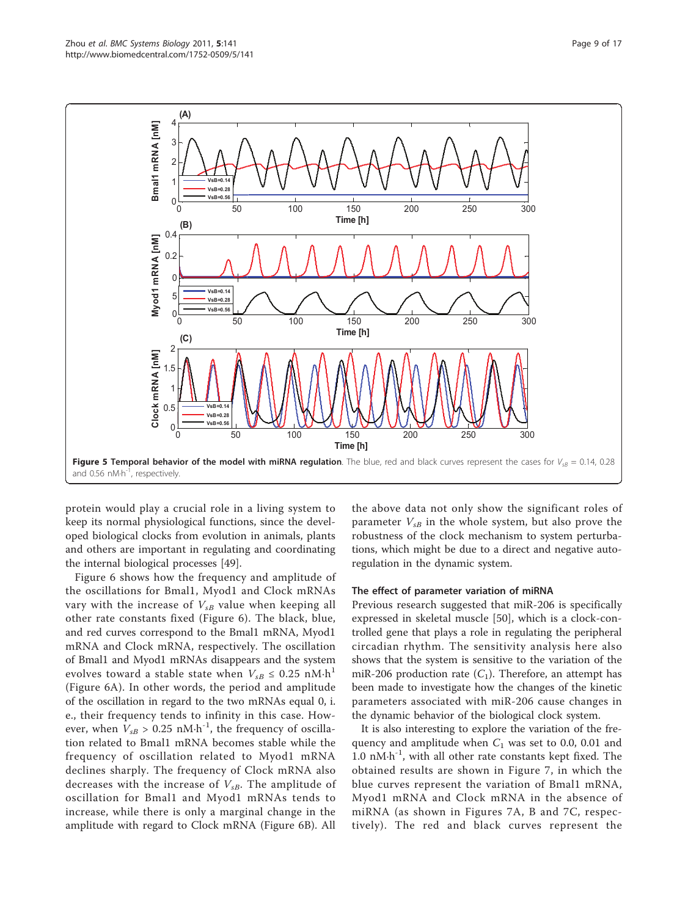**Figure 5 Temporal behavior of the model with miRNA regulation**. The blue, red and black curves represent the cases for $V_{sB}$ = 0.14, 0.28 and 0.56 nM·h$^{-1}$, respectively.

protein would play a crucial role in a living system to keep its normal physiological functions, since the developed biological clocks from evolution in animals, plants and others are important in regulating and coordinating the internal biological processes [49].

Figure 6 shows how the frequency and amplitude of the oscillations for Bmal1, Myod1 and Clock mRNAs vary with the increase of $V_{sB}$ value when keeping all other rate constants fixed (Figure 6). The black, blue, and red curves correspond to the Bmal1 mRNA, Myod1 mRNA and Clock mRNA, respectively. The oscillation of Bmal1 and Myod1 mRNAs disappears and the system evolves toward a stable state when $V_{sB} \leq 0.25$ nM·h$^{1}$ (Figure 6A). In other words, the period and amplitude of the oscillation in regard to the two mRNAs equal 0, i.e., their frequency tends to infinity in this case. However, when $V_{sB} > 0.25$ nM·h$^{-1}$, the frequency of oscillation related to Bmal1 mRNA becomes stable while the frequency of oscillation related to Myod1 mRNA declines sharply. The frequency of Clock mRNA also decreases with the increase of $V_{sB}$. The amplitude of oscillation for Bmal1 and Myod1 mRNAs tends to increase, while there is only a marginal change in the amplitude with regard to Clock mRNA (Figure 6B). All the above data not only show the significant roles of parameter $V_{sB}$ in the whole system, but also prove the robustness of the clock mechanism to system perturbations, which might be due to a direct and negative autoregulation in the dynamic system.

### The effect of parameter variation of miRNA

Previous research suggested that miR-206 is specifically expressed in skeletal muscle [50], which is a clock-controlled gene that plays a role in regulating the peripheral circadian rhythm. The sensitivity analysis here also shows that the system is sensitive to the variation of the miR-206 production rate ($C_1$). Therefore, an attempt has been made to investigate how the changes of the kinetic parameters associated with miR-206 cause changes in the dynamic behavior of the biological clock system.

It is also interesting to explore the variation of the frequency and amplitude when $C_1$ was set to 0.0, 0.01 and 1.0 nM·h$^{-1}$, with all other rate constants kept fixed. The obtained results are shown in Figure 7, in which the blue curves represent the variation of Bmal1 mRNA, Myod1 mRNA and Clock mRNA in the absence of miRNA (as shown in Figures 7A, B and 7C, respectively). The red and black curves represent the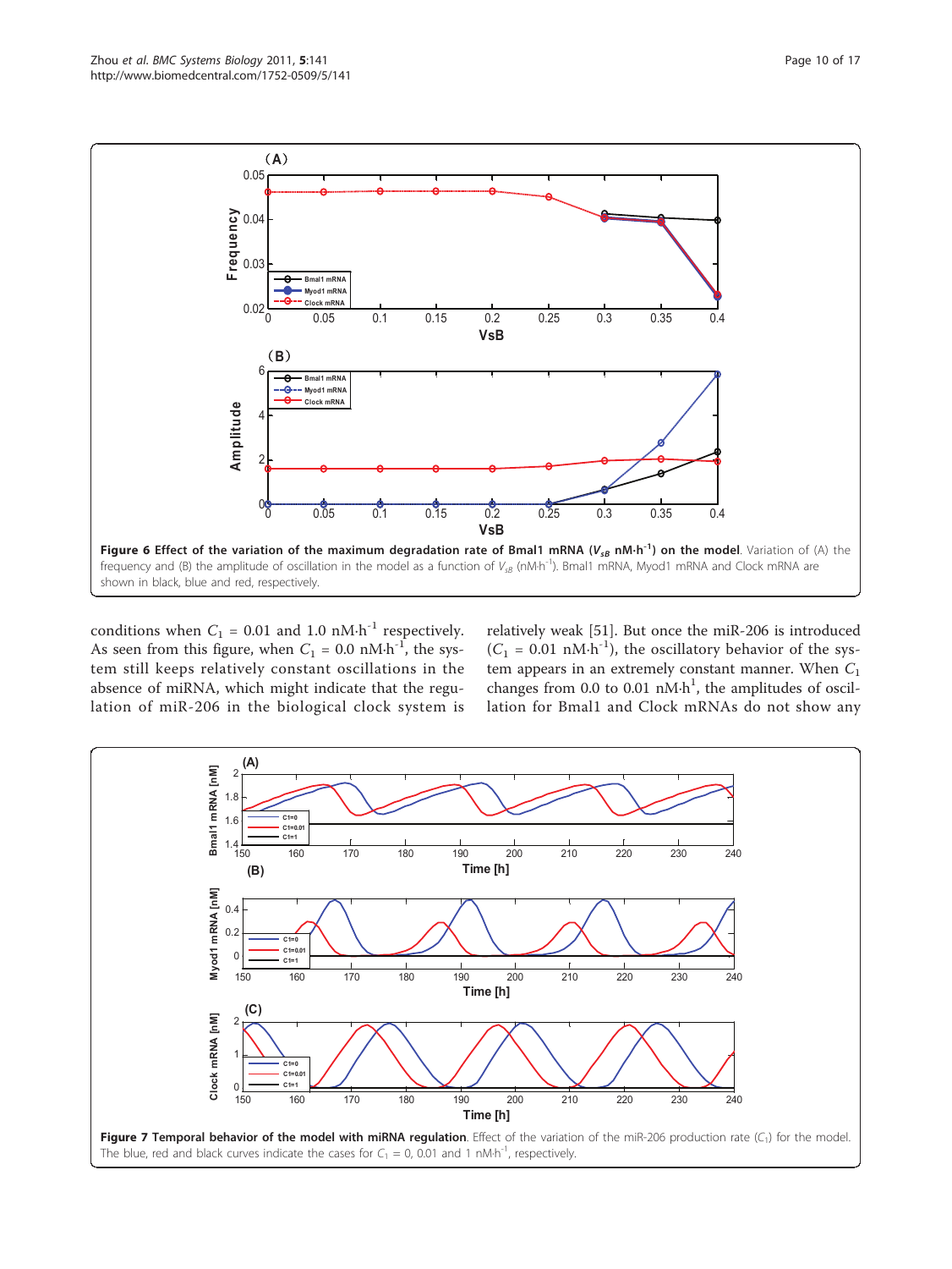**Figure 6 Effect of the variation of the maximum degradation rate of Bmal1 mRNA ($V_{sB}$ nM·h$^{-1}$) on the model**. Variation of (A) the frequency and (B) the amplitude of oscillation in the model as a function of $V_{sB}$ (nM·h$^{-1}$). Bmal1 mRNA, Myod1 mRNA and Clock mRNA are shown in black, blue and red, respectively.

conditions when $C_1$ = 0.01 and 1.0 nM·h$^{-1}$ respectively. As seen from this figure, when $C_1$ = 0.0 nM·h$^{-1}$, the system still keeps relatively constant oscillations in the absence of miRNA, which might indicate that the regulation of miR-206 in the biological clock system is relatively weak [51]. But once the miR-206 is introduced ($C_1$ = 0.01 nM·h$^{-1}$), the oscillatory behavior of the system appears in an extremely constant manner. When $C_1$ changes from 0.0 to 0.01 nM·h$^{1}$, the amplitudes of oscillation for Bmal1 and Clock mRNAs do not show any

**Figure 7 Temporal behavior of the model with miRNA regulation**. Effect of the variation of the miR-206 production rate ($C_1$) for the model. The blue, red and black curves indicate the cases for $C_1$ = 0, 0.01 and 1 nM·h$^{-1}$, respectively.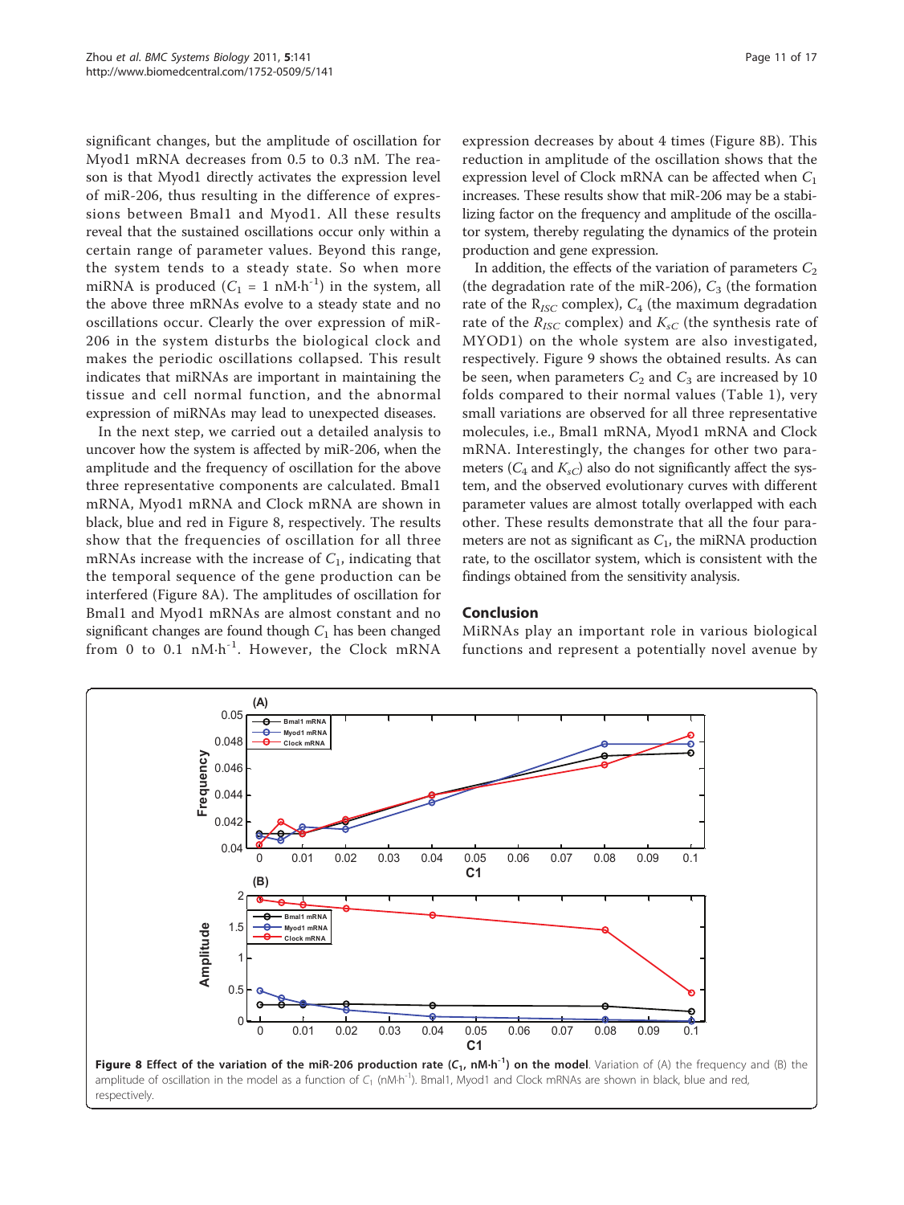significant changes, but the amplitude of oscillation for Myod1 mRNA decreases from 0.5 to 0.3 nM. The reason is that Myod1 directly activates the expression level of miR-206, thus resulting in the difference of expressions between Bmal1 and Myod1. All these results reveal that the sustained oscillations occur only within a certain range of parameter values. Beyond this range, the system tends to a steady state. So when more miRNA is produced ($C_1$ = 1 nM·h$^{-1}$) in the system, all the above three mRNAs evolve to a steady state and no oscillations occur. Clearly the over expression of miR-206 in the system disturbs the biological clock and makes the periodic oscillations collapsed. This result indicates that miRNAs are important in maintaining the tissue and cell normal function, and the abnormal expression of miRNAs may lead to unexpected diseases.

In the next step, we carried out a detailed analysis to uncover how the system is affected by miR-206, when the amplitude and the frequency of oscillation for the above three representative components are calculated. Bmal1 mRNA, Myod1 mRNA and Clock mRNA are shown in black, blue and red in Figure 8, respectively. The results show that the frequencies of oscillation for all three mRNAs increase with the increase of $C_1$, indicating that the temporal sequence of the gene production can be interfered (Figure 8A). The amplitudes of oscillation for Bmal1 and Myod1 mRNAs are almost constant and no significant changes are found though $C_1$ has been changed from 0 to 0.1 nM·h$^{-1}$. However, the Clock mRNA expression decreases by about 4 times (Figure 8B). This reduction in amplitude of the oscillation shows that the expression level of Clock mRNA can be affected when $C_1$ increases. These results show that miR-206 may be a stabilizing factor on the frequency and amplitude of the oscillator system, thereby regulating the dynamics of the protein production and gene expression.

In addition, the effects of the variation of parameters $C_2$ (the degradation rate of the miR-206), $C_3$ (the formation rate of the $R_{ISC}$ complex), $C_4$ (the maximum degradation rate of the $R_{ISC}$ complex) and $K_{sC}$ (the synthesis rate of MYOD1) on the whole system are also investigated, respectively. Figure 9 shows the obtained results. As can be seen, when parameters $C_2$ and $C_3$ are increased by 10 folds compared to their normal values (Table 1), very small variations are observed for all three representative molecules, i.e., Bmal1 mRNA, Myod1 mRNA and Clock mRNA. Interestingly, the changes for other two parameters ($C_4$ and $K_{sC}$) also do not significantly affect the system, and the observed evolutionary curves with different parameter values are almost totally overlapped with each other. These results demonstrate that all the four parameters are not as significant as $C_1$, the miRNA production rate, to the oscillator system, which is consistent with the findings obtained from the sensitivity analysis.

## Conclusion

MiRNAs play an important role in various biological functions and represent a potentially novel avenue by

**Figure 8 Effect of the variation of the miR-206 production rate ($C_1$, nM·h$^{-1}$) on the model**. Variation of (A) the frequency and (B) the amplitude of oscillation in the model as a function of $C_1$ (nM·h$^{-1}$). Bmal1, Myod1 and Clock mRNAs are shown in black, blue and red, respectively.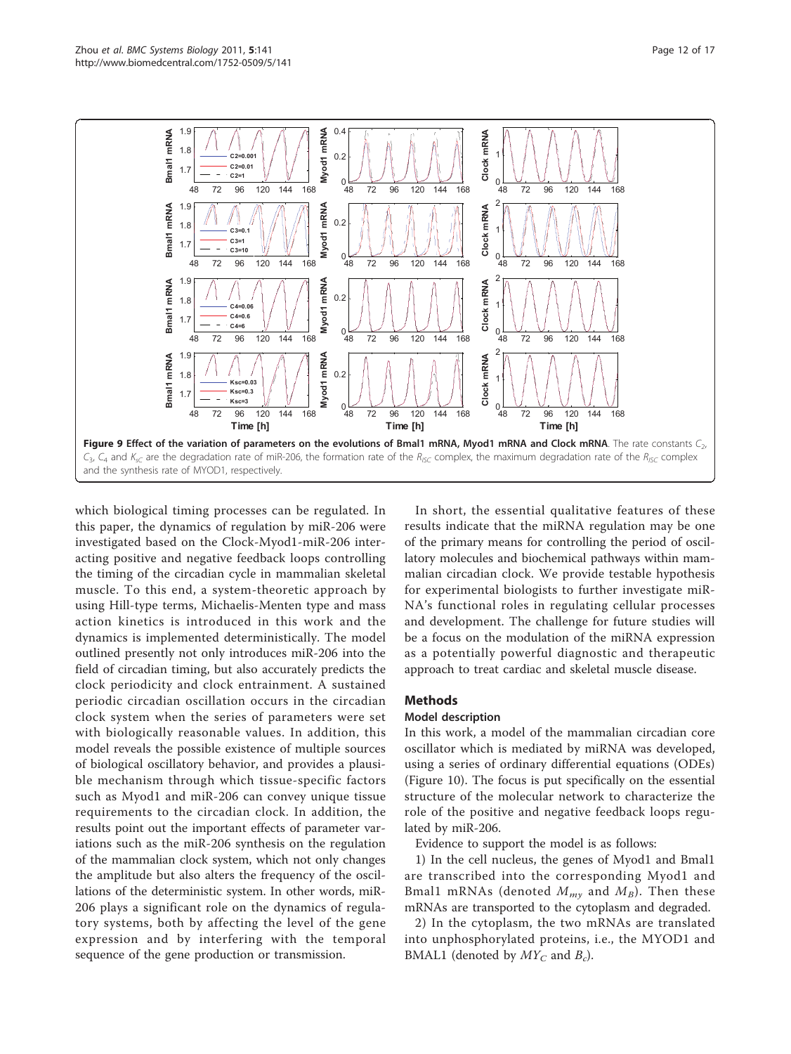**Figure 9 Effect of the variation of parameters on the evolutions of Bmal1 mRNA, Myod1 mRNA and Clock mRNA**. The rate constants $C_2$, $C_3$, $C_4$ and $K_{sC}$ are the degradation rate of miR-206, the formation rate of the $R_{ISC}$ complex, the maximum degradation rate of the $R_{ISC}$ complex and the synthesis rate of MYOD1, respectively.

which biological timing processes can be regulated. In this paper, the dynamics of regulation by miR-206 were investigated based on the Clock-Myod1-miR-206 interacting positive and negative feedback loops controlling the timing of the circadian cycle in mammalian skeletal muscle. To this end, a system-theoretic approach by using Hill-type terms, Michaelis-Menten type and mass action kinetics is introduced in this work and the dynamics is implemented deterministically. The model outlined presently not only introduces miR-206 into the field of circadian timing, but also accurately predicts the clock periodicity and clock entrainment. A sustained periodic circadian oscillation occurs in the circadian clock system when the series of parameters were set with biologically reasonable values. In addition, this model reveals the possible existence of multiple sources of biological oscillatory behavior, and provides a plausible mechanism through which tissue-specific factors such as Myod1 and miR-206 can convey unique tissue requirements to the circadian clock. In addition, the results point out the important effects of parameter variations such as the miR-206 synthesis on the regulation of the mammalian clock system, which not only changes the amplitude but also alters the frequency of the oscillations of the deterministic system. In other words, miR-206 plays a significant role on the dynamics of regulatory systems, both by affecting the level of the gene expression and by interfering with the temporal sequence of the gene production or transmission.

In short, the essential qualitative features of these results indicate that the miRNA regulation may be one of the primary means for controlling the period of oscillatory molecules and biochemical pathways within mammalian circadian clock. We provide testable hypothesis for experimental biologists to further investigate miRNA's functional roles in regulating cellular processes and development. The challenge for future studies will be a focus on the modulation of the miRNA expression as a potentially powerful diagnostic and therapeutic approach to treat cardiac and skeletal muscle disease.

## Methods

### Model description

In this work, a model of the mammalian circadian core oscillator which is mediated by miRNA was developed, using a series of ordinary differential equations (ODEs) (Figure 10). The focus is put specifically on the essential structure of the molecular network to characterize the role of the positive and negative feedback loops regulated by miR-206.

Evidence to support the model is as follows:

1) In the cell nucleus, the genes of Myod1 and Bmal1 are transcribed into the corresponding Myod1 and Bmal1 mRNAs (denoted $M_{my}$ and $M_B$). Then these mRNAs are transported to the cytoplasm and degraded.

2) In the cytoplasm, the two mRNAs are translated into unphosphorylated proteins, i.e., the MYOD1 and BMAL1 (denoted by $MY_C$ and $B_c$).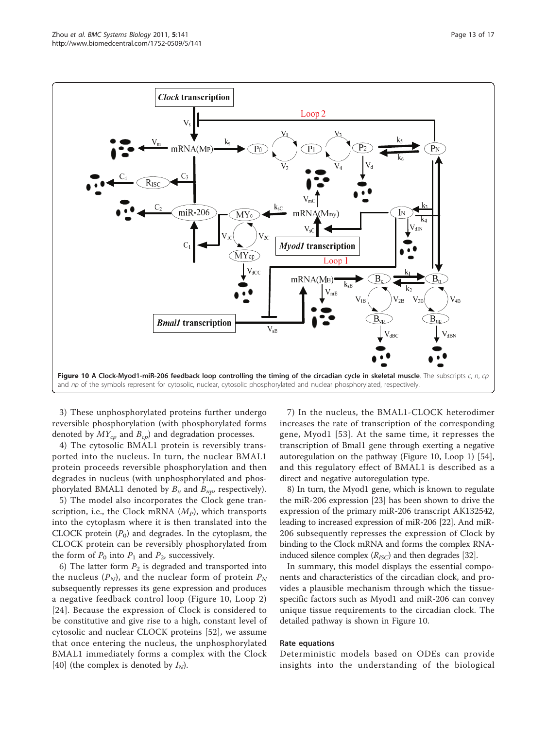**Figure 10 A Clock-Myod1-miR-206 feedback loop controlling the timing of the circadian cycle in skeletal muscle**. The subscripts *c*, *n*, *cp* and *np* of the symbols represent for cytosolic, nuclear, cytosolic phosphorylated and nuclear phosphorylated, respectively.

3) These unphosphorylated proteins further undergo reversible phosphorylation (with phosphorylated forms denoted by $MY_{cp}$ and $B_{cp}$) and degradation processes.

4) The cytosolic BMAL1 protein is reversibly transported into the nucleus. In turn, the nuclear BMAL1 protein proceeds reversible phosphorylation and then degrades in nucleus (with unphosphorylated and phosphorylated BMAL1 denoted by $B_n$ and $B_{np}$, respectively).

5) The model also incorporates the Clock gene transcription, i.e., the Clock mRNA ($M_P$), which transports into the cytoplasm where it is then translated into the CLOCK protein ($P_0$) and degrades. In the cytoplasm, the CLOCK protein can be reversibly phosphorylated from the form of $P_0$ into $P_1$ and $P_2$, successively.

6) The latter form $P_2$ is degraded and transported into the nucleus ($P_N$), and the nuclear form of protein $P_N$ subsequently represses its gene expression and produces a negative feedback control loop (Figure 10, Loop 2) [24]. Because the expression of Clock is considered to be constitutive and give rise to a high, constant level of cytosolic and nuclear CLOCK proteins [52], we assume that once entering the nucleus, the unphosphorylated BMAL1 immediately forms a complex with the Clock [40] (the complex is denoted by $I_N$).

7) In the nucleus, the BMAL1-CLOCK heterodimer increases the rate of transcription of the corresponding gene, Myod1 [53]. At the same time, it represses the transcription of Bmal1 gene through exerting a negative autoregulation on the pathway (Figure 10, Loop 1) [54], and this regulatory effect of BMAL1 is described as a direct and negative autoregulation type.

8) In turn, the Myod1 gene, which is known to regulate the miR-206 expression [23] has been shown to drive the expression of the primary miR-206 transcript AK132542, leading to increased expression of miR-206 [22]. And miR-206 subsequently represses the expression of Clock by binding to the Clock mRNA and forms the complex RNA-induced silence complex ($R_{ISC}$) and then degrades [32].

In summary, this model displays the essential components and characteristics of the circadian clock, and provides a plausible mechanism through which the tissue-specific factors such as Myod1 and miR-206 can convey unique tissue requirements to the circadian clock. The detailed pathway is shown in Figure 10.

### Rate equations

Deterministic models based on ODEs can provide insights into the understanding of the biological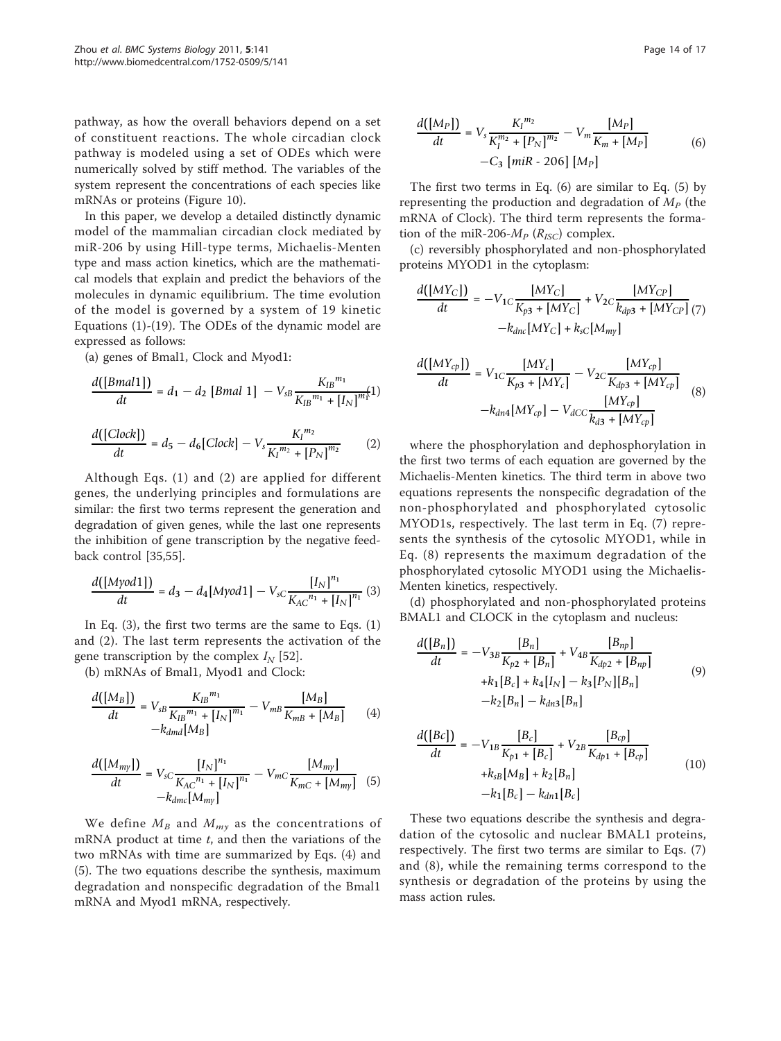pathway, as how the overall behaviors depend on a set of constituent reactions. The whole circadian clock pathway is modeled using a set of ODEs which were numerically solved by stiff method. The variables of the system represent the concentrations of each species like mRNAs or proteins (Figure 10).

In this paper, we develop a detailed distinctly dynamic model of the mammalian circadian clock mediated by miR-206 by using Hill-type terms, Michaelis-Menten type and mass action kinetics, which are the mathematical models that explain and predict the behaviors of the molecules in dynamic equilibrium. The time evolution of the model is governed by a system of 19 kinetic Equations (1)-(19). The ODEs of the dynamic model are expressed as follows:

(a) genes of Bmal1, Clock and Myod1:

$$\frac{d([Bmal1])}{dt} = d_1 - d_2\,[Bmal\ 1] - V_{sB}\frac{K_{IB}{}^{m_1}}{K_{IB}{}^{m_1} + [I_N]^{m_1}} \quad (1)$$

$$\frac{d([Clock])}{dt} = d_5 - d_6[Clock] - V_s\frac{K_I{}^{m_2}}{K_I{}^{m_2} + [P_N]^{m_2}} \quad (2)$$

Although Eqs. (1) and (2) are applied for different genes, the underlying principles and formulations are similar: the first two terms represent the generation and degradation of given genes, while the last one represents the inhibition of gene transcription by the negative feedback control [35,55].

$$\frac{d([Myod1])}{dt} = d_3 - d_4[Myod1] - V_{sC}\frac{[I_N]^{n_1}}{K_{AC}{}^{n_1} + [I_N]^{n_1}} \quad (3)$$

In Eq. (3), the first two terms are the same to Eqs. (1) and (2). The last term represents the activation of the gene transcription by the complex $I_N$ [52].

(b) mRNAs of Bmal1, Myod1 and Clock:

$$\frac{d([M_B])}{dt} = V_{sB}\frac{K_{IB}{}^{m_1}}{K_{IB}{}^{m_1} + [I_N]^{m_1}} - V_{mB}\frac{[M_B]}{K_{mB} + [M_B]} - k_{dmd}[M_B] \quad (4)$$

$$\frac{d([M_{my}])}{dt} = V_{sC}\frac{[I_N]^{n_1}}{K_{AC}{}^{n_1} + [I_N]^{n_1}} - V_{mC}\frac{[M_{my}]}{K_{mC} + [M_{my}]} - k_{dmc}[M_{my}] \quad (5)$$

We define $M_B$ and $M_{my}$ as the concentrations of mRNA product at time $t$, and then the variations of the two mRNAs with time are summarized by Eqs. (4) and (5). The two equations describe the synthesis, maximum degradation and nonspecific degradation of the Bmal1 mRNA and Myod1 mRNA, respectively.

$$\frac{d([M_P])}{dt} = V_s\frac{K_I^{m_2}}{K_I^{m_2} + [P_N]^{m_2}} - V_m\frac{[M_P]}{K_m + [M_P]} - C_3\,[miR\text{ - }206]\,[M_P] \quad (6)$$

The first two terms in Eq. (6) are similar to Eq. (5) by representing the production and degradation of $M_P$ (the mRNA of Clock). The third term represents the formation of the miR-206-$M_P$ ($R_{ISC}$) complex.

(c) reversibly phosphorylated and non-phosphorylated proteins MYOD1 in the cytoplasm:

$$\frac{d([MY_C])}{dt} = -V_{1C}\frac{[MY_C]}{K_{p3} + [MY_C]} + V_{2C}\frac{[MY_{CP}]}{k_{dp3} + [MY_{CP}]} - k_{dnc}[MY_C] + k_{sC}[M_{my}] \quad (7)$$

$$\frac{d([MY_{cp}])}{dt} = V_{1C}\frac{[MY_c]}{K_{p3} + [MY_c]} - V_{2C}\frac{[MY_{cp}]}{K_{dp3} + [MY_{cp}]} - k_{dn4}[MY_{cp}] - V_{dCC}\frac{[MY_{cp}]}{k_{d3} + [MY_{cp}]} \quad (8)$$

where the phosphorylation and dephosphorylation in the first two terms of each equation are governed by the Michaelis-Menten kinetics. The third term in above two equations represents the nonspecific degradation of the non-phosphorylated and phosphorylated cytosolic MYOD1s, respectively. The last term in Eq. (7) represents the synthesis of the cytosolic MYOD1, while in Eq. (8) represents the maximum degradation of the phosphorylated cytosolic MYOD1 using the Michaelis-Menten kinetics, respectively.

(d) phosphorylated and non-phosphorylated proteins BMAL1 and CLOCK in the cytoplasm and nucleus:

$$\frac{d([B_n])}{dt} = -V_{3B}\frac{[B_n]}{K_{p2} + [B_n]} + V_{4B}\frac{[B_{np}]}{K_{dp2} + [B_{np}]} + k_1[B_c] + k_4[I_N] - k_3[P_N][B_n] - k_2[B_n] - k_{dn3}[B_n] \quad (9)$$

$$\frac{d([Bc])}{dt} = -V_{1B}\frac{[B_c]}{K_{p1} + [B_c]} + V_{2B}\frac{[B_{cp}]}{K_{dp1} + [B_{cp}]} + k_{sB}[M_B] + k_2[B_n] - k_1[B_c] - k_{dn1}[B_c] \quad (10)$$

These two equations describe the synthesis and degradation of the cytosolic and nuclear BMAL1 proteins, respectively. The first two terms are similar to Eqs. (7) and (8), while the remaining terms correspond to the synthesis or degradation of the proteins by using the mass action rules.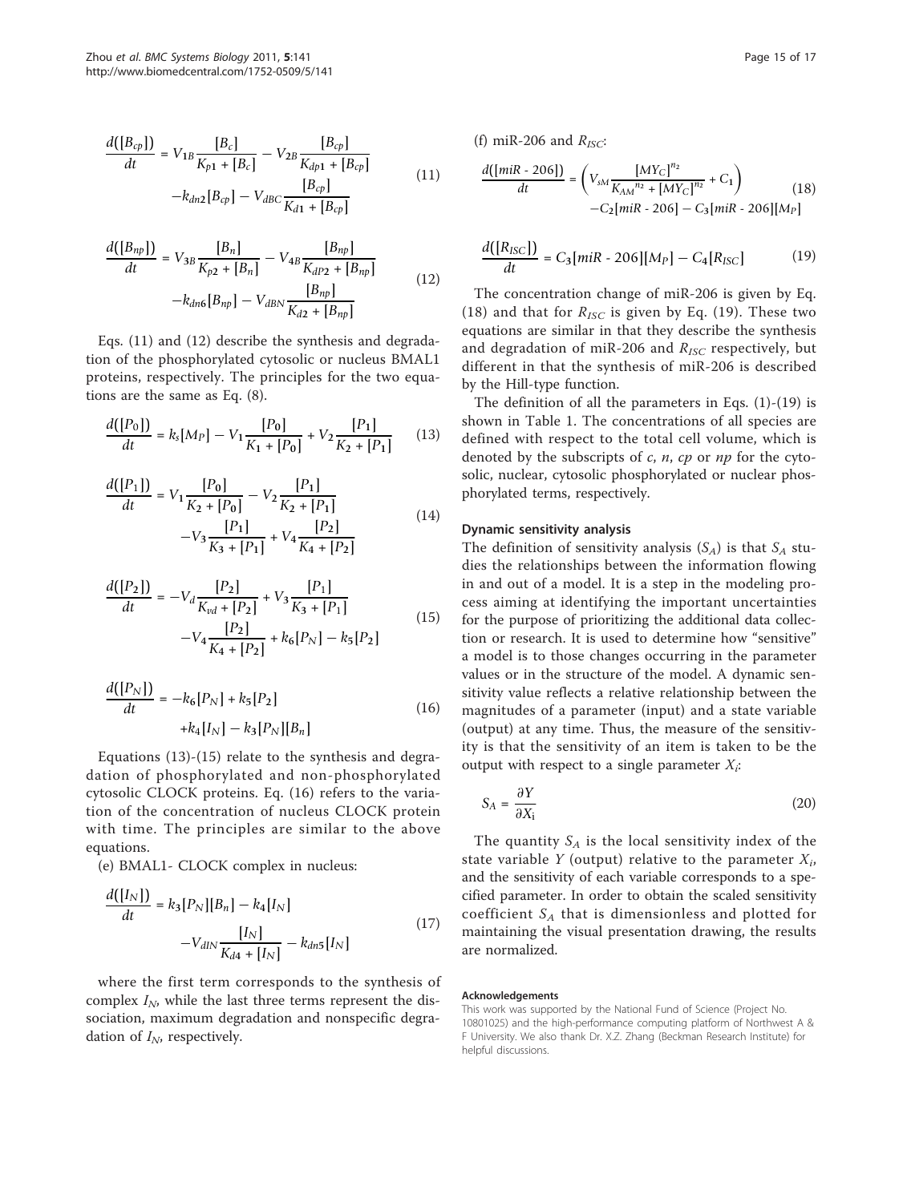$$\frac{d([B_{cp}])}{dt} = V_{1B}\frac{[B_c]}{K_{p1}+[B_c]} - V_{2B}\frac{[B_{cp}]}{K_{dp1}+[B_{cp}]} - k_{dn2}[B_{cp}] - V_{dBC}\frac{[B_{cp}]}{K_{d1}+[B_{cp}]} \tag{11}$$

$$\frac{d([B_{np}])}{dt} = V_{3B}\frac{[B_n]}{K_{p2}+[B_n]} - V_{4B}\frac{[B_{np}]}{K_{dP2}+[B_{np}]} - k_{dn6}[B_{np}] - V_{dBN}\frac{[B_{np}]}{K_{d2}+[B_{np}]} \tag{12}$$

Eqs. (11) and (12) describe the synthesis and degradation of the phosphorylated cytosolic or nucleus BMAL1 proteins, respectively. The principles for the two equations are the same as Eq. (8).

$$\frac{d([P_0])}{dt} = k_s[M_P] - V_1\frac{[P_0]}{K_1+[P_0]} + V_2\frac{[P_1]}{K_2+[P_1]} \tag{13}$$

$$\frac{d([P_1])}{dt} = V_1\frac{[P_0]}{K_2+[P_0]} - V_2\frac{[P_1]}{K_2+[P_1]} - V_3\frac{[P_1]}{K_3+[P_1]} + V_4\frac{[P_2]}{K_4+[P_2]} \tag{14}$$

$$\frac{d([P_2])}{dt} = -V_d\frac{[P_2]}{K_{vd}+[P_2]} + V_3\frac{[P_1]}{K_3+[P_1]} - V_4\frac{[P_2]}{K_4+[P_2]} + k_6[P_N] - k_5[P_2] \tag{15}$$

$$\frac{d([P_N])}{dt} = -k_6[P_N] + k_5[P_2] + k_4[I_N] - k_3[P_N][B_n] \tag{16}$$

Equations (13)-(15) relate to the synthesis and degradation of phosphorylated and non-phosphorylated cytosolic CLOCK proteins. Eq. (16) refers to the variation of the concentration of nucleus CLOCK protein with time. The principles are similar to the above equations.

(e) BMAL1- CLOCK complex in nucleus:

$$\frac{d([I_N])}{dt} = k_3[P_N][B_n] - k_4[I_N] - V_{dIN}\frac{[I_N]}{K_{d4}+[I_N]} - k_{dn5}[I_N] \tag{17}$$

where the first term corresponds to the synthesis of complex $I_N$, while the last three terms represent the dissociation, maximum degradation and nonspecific degradation of $I_N$, respectively.

(f) miR-206 and $R_{ISC}$:

$$\frac{d([miR\text{ - }206])}{dt} = \left(V_{sM}\frac{[MY_C]^{n_2}}{K_{AM}{}^{n_2}+[MY_C]^{n_2}} + C_1\right) - C_2[miR\text{ - }206] - C_3[miR\text{ - }206][M_P] \tag{18}$$

$$\frac{d([R_{ISC}])}{dt} = C_3[miR\text{ - }206][M_P] - C_4[R_{ISC}] \tag{19}$$

The concentration change of miR-206 is given by Eq. (18) and that for $R_{ISC}$ is given by Eq. (19). These two equations are similar in that they describe the synthesis and degradation of miR-206 and $R_{ISC}$ respectively, but different in that the synthesis of miR-206 is described by the Hill-type function.

The definition of all the parameters in Eqs. (1)-(19) is shown in Table 1. The concentrations of all species are defined with respect to the total cell volume, which is denoted by the subscripts of *c*, *n*, *cp* or *np* for the cytosolic, nuclear, cytosolic phosphorylated or nuclear phosphorylated terms, respectively.

### Dynamic sensitivity analysis

The definition of sensitivity analysis ($S_A$) is that $S_A$ studies the relationships between the information flowing in and out of a model. It is a step in the modeling process aiming at identifying the important uncertainties for the purpose of prioritizing the additional data collection or research. It is used to determine how "sensitive" a model is to those changes occurring in the parameter values or in the structure of the model. A dynamic sensitivity value reflects a relative relationship between the magnitudes of a parameter (input) and a state variable (output) at any time. Thus, the measure of the sensitivity is that the sensitivity of an item is taken to be the output with respect to a single parameter $X_i$:

$$S_A = \frac{\partial Y}{\partial X_i} \tag{20}$$

The quantity $S_A$ is the local sensitivity index of the state variable $Y$ (output) relative to the parameter $X_i$, and the sensitivity of each variable corresponds to a specified parameter. In order to obtain the scaled sensitivity coefficient $S_A$ that is dimensionless and plotted for maintaining the visual presentation drawing, the results are normalized.

#### Acknowledgements

This work was supported by the National Fund of Science (Project No. 10801025) and the high-performance computing platform of Northwest A & F University. We also thank Dr. X.Z. Zhang (Beckman Research Institute) for helpful discussions.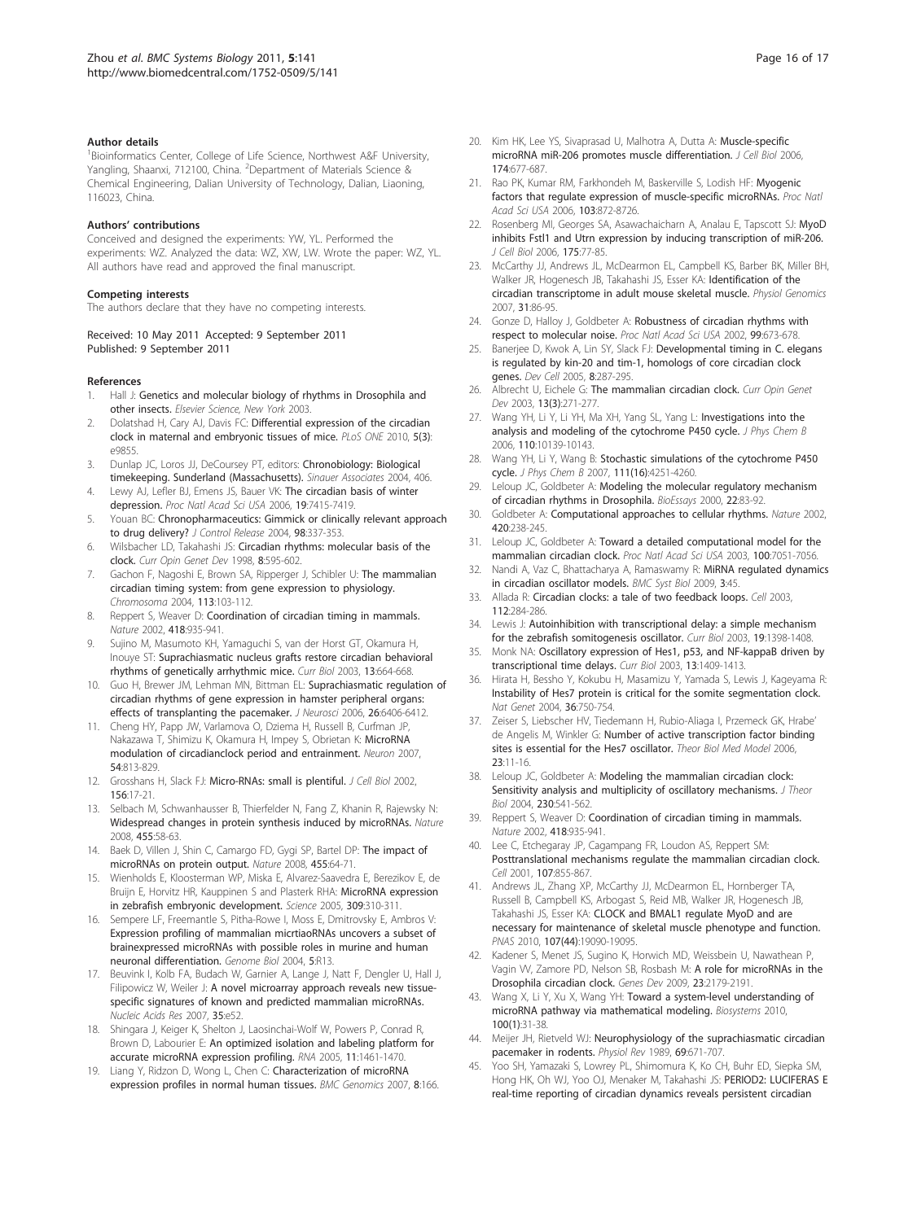#### Author details

[1]Bioinformatics Center, College of Life Science, Northwest A&F University, Yangling, Shaanxi, 712100, China. [2]Department of Materials Science & Chemical Engineering, Dalian University of Technology, Dalian, Liaoning, 116023, China.

#### Authors' contributions

Conceived and designed the experiments: YW, YL. Performed the experiments: WZ. Analyzed the data: WZ, XW, LW. Wrote the paper: WZ, YL. All authors have read and approved the final manuscript.

#### Competing interests

The authors declare that they have no competing interests.

Received: 10 May 2011 Accepted: 9 September 2011
Published: 9 September 2011

#### References

1. Hall J: **Genetics and molecular biology of rhythms in Drosophila and other insects.** *Elsevier Science, New York* 2003.
2. Dolatshad H, Cary AJ, Davis FC: **Differential expression of the circadian clock in maternal and embryonic tissues of mice.** *PLoS ONE* 2010, **5(3)**: e9855.
3. Dunlap JC, Loros JJ, DeCoursey PT, editors: **Chronobiology: Biological timekeeping. Sunderland (Massachusetts).** *Sinauer Associates* 2004, 406.
4. Lewy AJ, Lefler BJ, Emens JS, Bauer VK: **The circadian basis of winter depression.** *Proc Natl Acad Sci USA* 2006, **19**:7415-7419.
5. Youan BC: **Chronopharmaceutics: Gimmick or clinically relevant approach to drug delivery?** *J Control Release* 2004, **98**:337-353.
6. Wilsbacher LD, Takahashi JS: **Circadian rhythms: molecular basis of the clock.** *Curr Opin Genet Dev* 1998, **8**:595-602.
7. Gachon F, Nagoshi E, Brown SA, Ripperger J, Schibler U: **The mammalian circadian timing system: from gene expression to physiology.** *Chromosoma* 2004, **113**:103-112.
8. Reppert S, Weaver D: **Coordination of circadian timing in mammals.** *Nature* 2002, **418**:935-941.
9. Sujino M, Masumoto KH, Yamaguchi S, van der Horst GT, Okamura H, Inouye ST: **Suprachiasmatic nucleus grafts restore circadian behavioral rhythms of genetically arrhythmic mice.** *Curr Biol* 2003, **13**:664-668.
10. Guo H, Brewer JM, Lehman MN, Bittman EL: **Suprachiasmatic regulation of circadian rhythms of gene expression in hamster peripheral organs: effects of transplanting the pacemaker.** *J Neurosci* 2006, **26**:6406-6412.
11. Cheng HY, Papp JW, Varlamova O, Dziema H, Russell B, Curfman JP, Nakazawa T, Shimizu K, Okamura H, Impey S, Obrietan K: **MicroRNA modulation of circadianclock period and entrainment.** *Neuron* 2007, **54**:813-829.
12. Grosshans H, Slack FJ: **Micro-RNAs: small is plentiful.** *J Cell Biol* 2002, **156**:17-21.
13. Selbach M, Schwanhausser B, Thierfelder N, Fang Z, Khanin R, Rajewsky N: **Widespread changes in protein synthesis induced by microRNAs.** *Nature* 2008, **455**:58-63.
14. Baek D, Villen J, Shin C, Camargo FD, Gygi SP, Bartel DP: **The impact of microRNAs on protein output.** *Nature* 2008, **455**:64-71.
15. Wienholds E, Kloosterman WP, Miska E, Alvarez-Saavedra E, Berezikov E, de Bruijn E, Horvitz HR, Kauppinen S and Plasterk RHA: **MicroRNA expression in zebrafish embryonic development.** *Science* 2005, **309**:310-311.
16. Sempere LF, Freemantle S, Pitha-Rowe I, Moss E, Dmitrovsky E, Ambros V: **Expression profiling of mammalian micrtiaoRNAs uncovers a subset of brainexpressed microRNAs with possible roles in murine and human neuronal differentiation.** *Genome Biol* 2004, **5**:R13.
17. Beuvink I, Kolb FA, Budach W, Garnier A, Lange J, Natt F, Dengler U, Hall J, Filipowicz W, Weiler J: **A novel microarray approach reveals new tissue-specific signatures of known and predicted mammalian microRNAs.** *Nucleic Acids Res* 2007, **35**:e52.
18. Shingara J, Keiger K, Shelton J, Laosinchai-Wolf W, Powers P, Conrad R, Brown D, Labourier E: **An optimized isolation and labeling platform for accurate microRNA expression profiling.** *RNA* 2005, **11**:1461-1470.
19. Liang Y, Ridzon D, Wong L, Chen C: **Characterization of microRNA expression profiles in normal human tissues.** *BMC Genomics* 2007, **8**:166.
20. Kim HK, Lee YS, Sivaprasad U, Malhotra A, Dutta A: **Muscle-specific microRNA miR-206 promotes muscle differentiation.** *J Cell Biol* 2006, **174**:677-687.
21. Rao PK, Kumar RM, Farkhondeh M, Baskerville S, Lodish HF: **Myogenic factors that regulate expression of muscle-specific microRNAs.** *Proc Natl Acad Sci USA* 2006, **103**:872-8726.
22. Rosenberg MI, Georges SA, Asawachaicharn A, Analau E, Tapscott SJ: **MyoD inhibits Fstl1 and Utrn expression by inducing transcription of miR-206.** *J Cell Biol* 2006, **175**:77-85.
23. McCarthy JJ, Andrews JL, McDearmon EL, Campbell KS, Barber BK, Miller BH, Walker JR, Hogenesch JB, Takahashi JS, Esser KA: **Identification of the circadian transcriptome in adult mouse skeletal muscle.** *Physiol Genomics* 2007, **31**:86-95.
24. Gonze D, Halloy J, Goldbeter A: **Robustness of circadian rhythms with respect to molecular noise.** *Proc Natl Acad Sci USA* 2002, **99**:673-678.
25. Banerjee D, Kwok A, Lin SY, Slack FJ: **Developmental timing in C. elegans is regulated by kin-20 and tim-1, homologs of core circadian clock genes.** *Dev Cell* 2005, **8**:287-295.
26. Albrecht U, Eichele G: **The mammalian circadian clock.** *Curr Opin Genet Dev* 2003, **13(3)**:271-277.
27. Wang YH, Li Y, Li YH, Ma XH, Yang SL, Yang L: **Investigations into the analysis and modeling of the cytochrome P450 cycle.** *J Phys Chem B* 2006, **110**:10139-10143.
28. Wang YH, Li Y, Wang B: **Stochastic simulations of the cytochrome P450 cycle.** *J Phys Chem B* 2007, **111(16)**:4251-4260.
29. Leloup JC, Goldbeter A: **Modeling the molecular regulatory mechanism of circadian rhythms in Drosophila.** *BioEssays* 2000, **22**:83-92.
30. Goldbeter A: **Computational approaches to cellular rhythms.** *Nature* 2002, **420**:238-245.
31. Leloup JC, Goldbeter A: **Toward a detailed computational model for the mammalian circadian clock.** *Proc Natl Acad Sci USA* 2003, **100**:7051-7056.
32. Nandi A, Vaz C, Bhattacharya A, Ramaswamy R: **MiRNA regulated dynamics in circadian oscillator models.** *BMC Syst Biol* 2009, **3**:45.
33. Allada R: **Circadian clocks: a tale of two feedback loops.** *Cell* 2003, **112**:284-286.
34. Lewis J: **Autoinhibition with transcriptional delay: a simple mechanism for the zebrafish somitogenesis oscillator.** *Curr Biol* 2003, **19**:1398-1408.
35. Monk NA: **Oscillatory expression of Hes1, p53, and NF-kappaB driven by transcriptional time delays.** *Curr Biol* 2003, **13**:1409-1413.
36. Hirata H, Bessho Y, Kokubu H, Masamizu Y, Yamada S, Lewis J, Kageyama R: **Instability of Hes7 protein is critical for the somite segmentation clock.** *Nat Genet* 2004, **36**:750-754.
37. Zeiser S, Liebscher HV, Tiedemann H, Rubio-Aliaga I, Przemeck GK, Hrabe' de Angelis M, Winkler G: **Number of active transcription factor binding sites is essential for the Hes7 oscillator.** *Theor Biol Med Model* 2006, **23**:11-16.
38. Leloup JC, Goldbeter A: **Modeling the mammalian circadian clock: Sensitivity analysis and multiplicity of oscillatory mechanisms.** *J Theor Biol* 2004, **230**:541-562.
39. Reppert S, Weaver D: **Coordination of circadian timing in mammals.** *Nature* 2002, **418**:935-941.
40. Lee C, Etchegaray JP, Cagampang FR, Loudon AS, Reppert SM: **Posttranslational mechanisms regulate the mammalian circadian clock.** *Cell* 2001, **107**:855-867.
41. Andrews JL, Zhang XP, McCarthy JJ, McDearmon EL, Hornberger TA, Russell B, Campbell KS, Arbogast S, Reid MB, Walker JR, Hogenesch JB, Takahashi JS, Esser KA: **CLOCK and BMAL1 regulate MyoD and are necessary for maintenance of skeletal muscle phenotype and function.** *PNAS* 2010, **107(44)**:19090-19095.
42. Kadener S, Menet JS, Sugino K, Horwich MD, Weissbein U, Nawathean P, Vagin VV, Zamore PD, Nelson SB, Rosbash M: **A role for microRNAs in the Drosophila circadian clock.** *Genes Dev* 2009, **23**:2179-2191.
43. Wang X, Li Y, Xu X, Wang YH: **Toward a system-level understanding of microRNA pathway via mathematical modeling.** *Biosystems* 2010, **100(1)**:31-38.
44. Meijer JH, Rietveld WJ: **Neurophysiology of the suprachiasmatic circadian pacemaker in rodents.** *Physiol Rev* 1989, **69**:671-707.
45. Yoo SH, Yamazaki S, Lowrey PL, Shimomura K, Ko CH, Buhr ED, Siepka SM, Hong HK, Oh WJ, Yoo OJ, Menaker M, Takahashi JS: **PERIOD2: LUCIFERAS E real-time reporting of circadian dynamics reveals persistent circadian**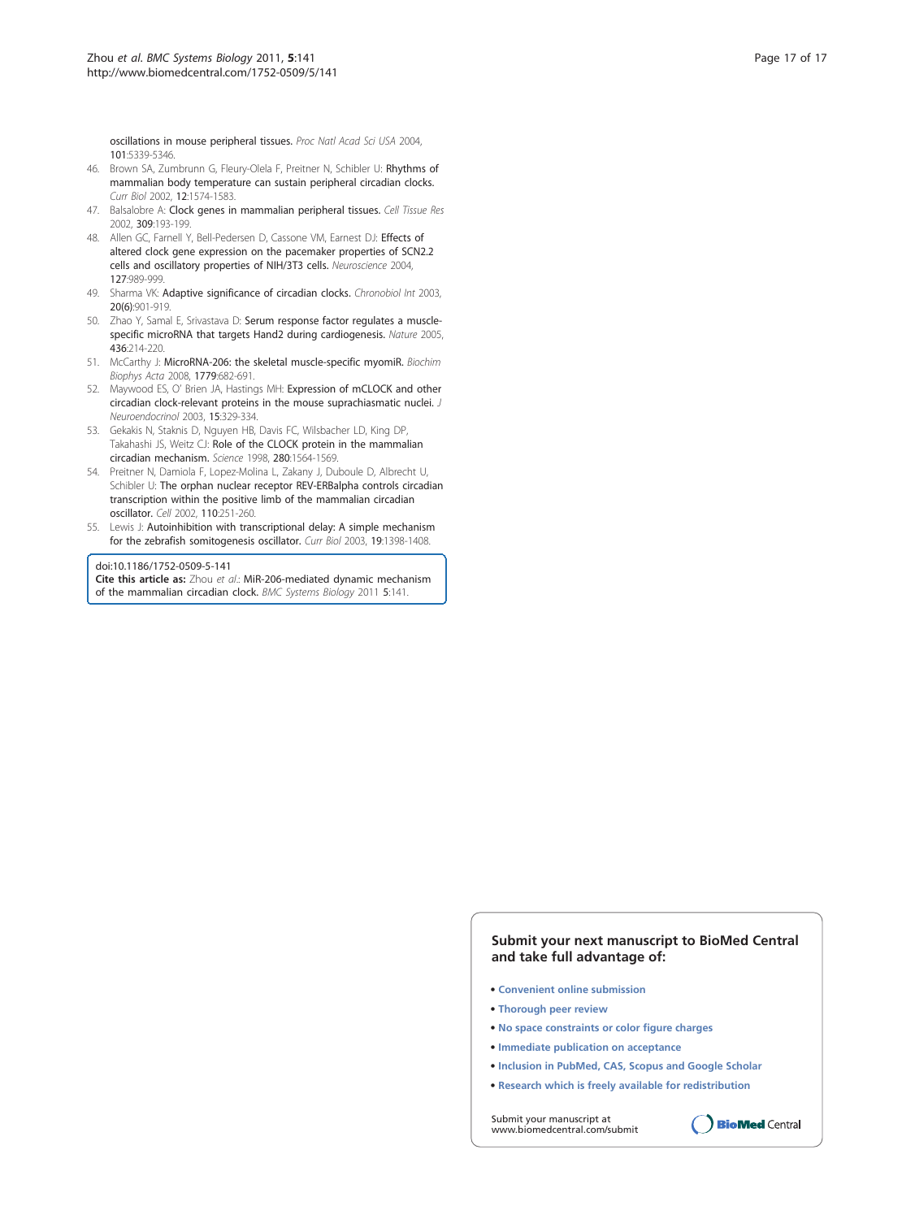oscillations in mouse peripheral tissues. *Proc Natl Acad Sci USA* 2004, **101**:5339-5346.

46. Brown SA, Zumbrunn G, Fleury-Olela F, Preitner N, Schibler U: **Rhythms of mammalian body temperature can sustain peripheral circadian clocks.** *Curr Biol* 2002, **12**:1574-1583.
47. Balsalobre A: **Clock genes in mammalian peripheral tissues.** *Cell Tissue Res* 2002, **309**:193-199.
48. Allen GC, Farnell Y, Bell-Pedersen D, Cassone VM, Earnest DJ: **Effects of altered clock gene expression on the pacemaker properties of SCN2.2 cells and oscillatory properties of NIH/3T3 cells.** *Neuroscience* 2004, **127**:989-999.
49. Sharma VK: **Adaptive significance of circadian clocks.** *Chronobiol Int* 2003, **20(6)**:901-919.
50. Zhao Y, Samal E, Srivastava D: **Serum response factor regulates a muscle-specific microRNA that targets Hand2 during cardiogenesis.** *Nature* 2005, **436**:214-220.
51. McCarthy J: **MicroRNA-206: the skeletal muscle-specific myomiR.** *Biochim Biophys Acta* 2008, **1779**:682-691.
52. Maywood ES, O' Brien JA, Hastings MH: **Expression of mCLOCK and other circadian clock-relevant proteins in the mouse suprachiasmatic nuclei.** *J Neuroendocrinol* 2003, **15**:329-334.
53. Gekakis N, Staknis D, Nguyen HB, Davis FC, Wilsbacher LD, King DP, Takahashi JS, Weitz CJ: **Role of the CLOCK protein in the mammalian circadian mechanism.** *Science* 1998, **280**:1564-1569.
54. Preitner N, Damiola F, Lopez-Molina L, Zakany J, Duboule D, Albrecht U, Schibler U: **The orphan nuclear receptor REV-ERBalpha controls circadian transcription within the positive limb of the mammalian circadian oscillator.** *Cell* 2002, **110**:251-260.
55. Lewis J: **Autoinhibition with transcriptional delay: A simple mechanism for the zebrafish somitogenesis oscillator.** *Curr Biol* 2003, **19**:1398-1408.

doi:10.1186/1752-0509-5-141
**Cite this article as:** Zhou *et al.*: MiR-206-mediated dynamic mechanism of the mammalian circadian clock. *BMC Systems Biology* 2011 **5**:141.

**Submit your next manuscript to BioMed Central and take full advantage of:**

- **Convenient online submission**
- **Thorough peer review**
- **No space constraints or color figure charges**
- **Immediate publication on acceptance**
- **Inclusion in PubMed, CAS, Scopus and Google Scholar**
- **Research which is freely available for redistribution**

Submit your manuscript at
www.biomedcentral.com/submit

BioMed Central